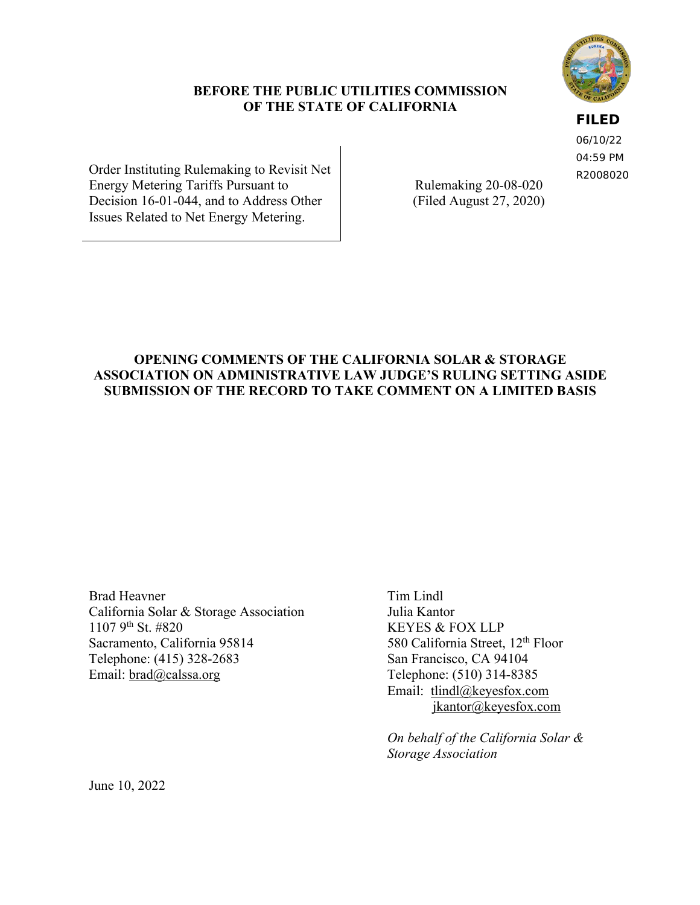**BEFORE THE PUBLIC UTILITIES COMMISSION OF THE STATE OF CALIFORNIA**

**FILED**
06/10/22
04:59 PM
R2008020

| | |
|---|---|
| Order Instituting Rulemaking to Revisit Net Energy Metering Tariffs Pursuant to Decision 16-01-044, and to Address Other Issues Related to Net Energy Metering. | Rulemaking 20-08-020 (Filed August 27, 2020) |

**OPENING COMMENTS OF THE CALIFORNIA SOLAR & STORAGE ASSOCIATION ON ADMINISTRATIVE LAW JUDGE'S RULING SETTING ASIDE SUBMISSION OF THE RECORD TO TAKE COMMENT ON A LIMITED BASIS**

Brad Heavner
California Solar & Storage Association
1107 9th St. #820
Sacramento, California 95814
Telephone: (415) 328-2683
Email: brad@calssa.org

Tim Lindl
Julia Kantor
KEYES & FOX LLP
580 California Street, 12th Floor
San Francisco, CA 94104
Telephone: (510) 314-8385
Email: tlindl@keyesfox.com
jkantor@keyesfox.com

*On behalf of the California Solar & Storage Association*

June 10, 2022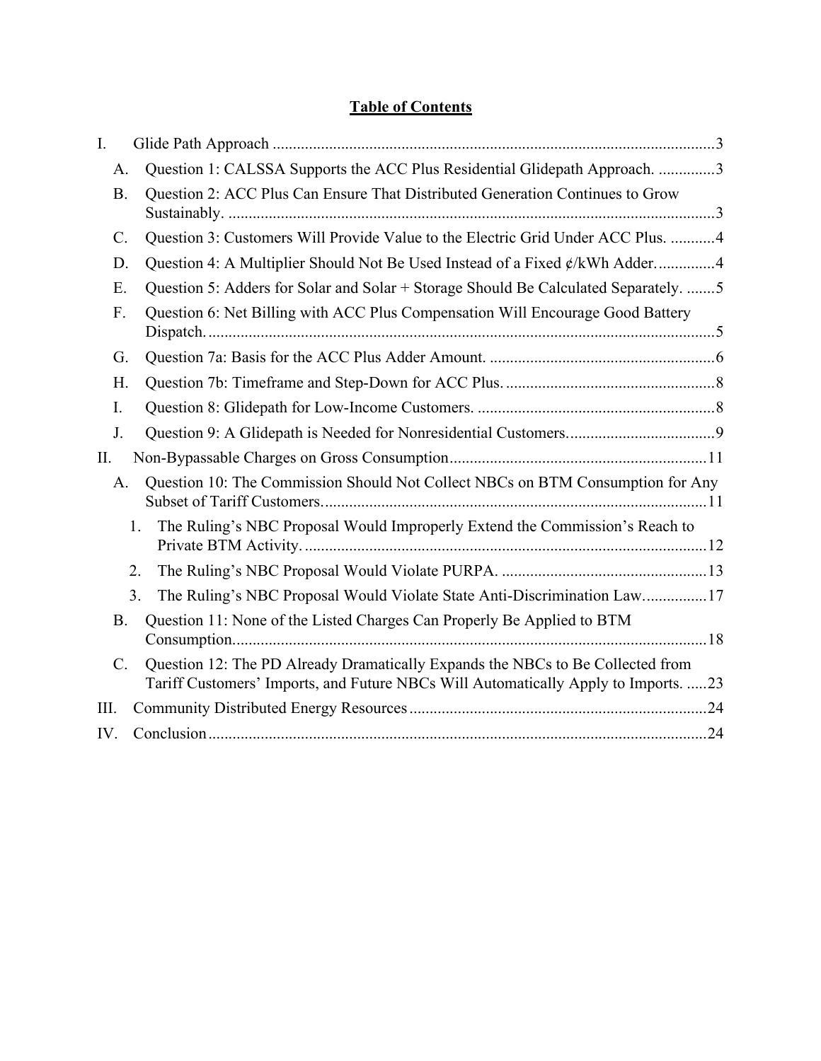# Table of Contents

- I. Glide Path Approach ..... 3
  - A. Question 1: CALSSA Supports the ACC Plus Residential Glidepath Approach. ..... 3
  - B. Question 2: ACC Plus Can Ensure That Distributed Generation Continues to Grow Sustainably. ..... 3
  - C. Question 3: Customers Will Provide Value to the Electric Grid Under ACC Plus. ..... 4
  - D. Question 4: A Multiplier Should Not Be Used Instead of a Fixed ¢/kWh Adder. ..... 4
  - E. Question 5: Adders for Solar and Solar + Storage Should Be Calculated Separately. ..... 5
  - F. Question 6: Net Billing with ACC Plus Compensation Will Encourage Good Battery Dispatch. ..... 5
  - G. Question 7a: Basis for the ACC Plus Adder Amount. ..... 6
  - H. Question 7b: Timeframe and Step-Down for ACC Plus. ..... 8
  - I. Question 8: Glidepath for Low-Income Customers. ..... 8
  - J. Question 9: A Glidepath is Needed for Nonresidential Customers. ..... 9
- II. Non-Bypassable Charges on Gross Consumption ..... 11
  - A. Question 10: The Commission Should Not Collect NBCs on BTM Consumption for Any Subset of Tariff Customers. ..... 11
    1. The Ruling's NBC Proposal Would Improperly Extend the Commission's Reach to Private BTM Activity. ..... 12
    2. The Ruling's NBC Proposal Would Violate PURPA. ..... 13
    3. The Ruling's NBC Proposal Would Violate State Anti-Discrimination Law. ..... 17
  - B. Question 11: None of the Listed Charges Can Properly Be Applied to BTM Consumption. ..... 18
  - C. Question 12: The PD Already Dramatically Expands the NBCs to Be Collected from Tariff Customers' Imports, and Future NBCs Will Automatically Apply to Imports. ..... 23
- III. Community Distributed Energy Resources ..... 24
- IV. Conclusion ..... 24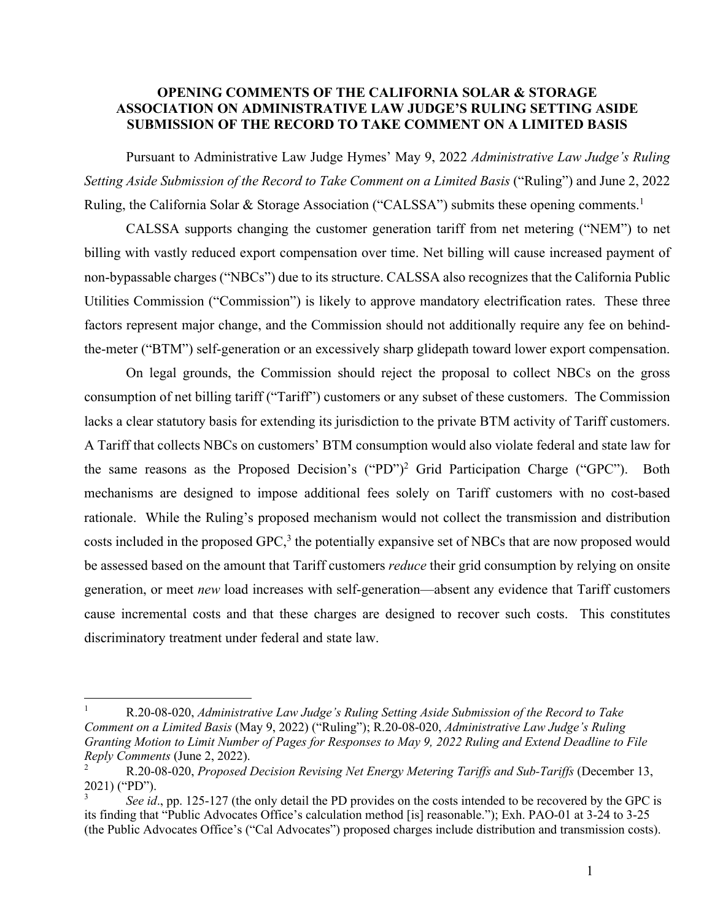**OPENING COMMENTS OF THE CALIFORNIA SOLAR & STORAGE ASSOCIATION ON ADMINISTRATIVE LAW JUDGE'S RULING SETTING ASIDE SUBMISSION OF THE RECORD TO TAKE COMMENT ON A LIMITED BASIS**

Pursuant to Administrative Law Judge Hymes' May 9, 2022 *Administrative Law Judge's Ruling Setting Aside Submission of the Record to Take Comment on a Limited Basis* ("Ruling") and June 2, 2022 Ruling, the California Solar & Storage Association ("CALSSA") submits these opening comments.[1]

CALSSA supports changing the customer generation tariff from net metering ("NEM") to net billing with vastly reduced export compensation over time. Net billing will cause increased payment of non-bypassable charges ("NBCs") due to its structure. CALSSA also recognizes that the California Public Utilities Commission ("Commission") is likely to approve mandatory electrification rates. These three factors represent major change, and the Commission should not additionally require any fee on behind-the-meter ("BTM") self-generation or an excessively sharp glidepath toward lower export compensation.

On legal grounds, the Commission should reject the proposal to collect NBCs on the gross consumption of net billing tariff ("Tariff") customers or any subset of these customers. The Commission lacks a clear statutory basis for extending its jurisdiction to the private BTM activity of Tariff customers. A Tariff that collects NBCs on customers' BTM consumption would also violate federal and state law for the same reasons as the Proposed Decision's ("PD")[2] Grid Participation Charge ("GPC"). Both mechanisms are designed to impose additional fees solely on Tariff customers with no cost-based rationale. While the Ruling's proposed mechanism would not collect the transmission and distribution costs included in the proposed GPC,[3] the potentially expansive set of NBCs that are now proposed would be assessed based on the amount that Tariff customers *reduce* their grid consumption by relying on onsite generation, or meet *new* load increases with self-generation—absent any evidence that Tariff customers cause incremental costs and that these charges are designed to recover such costs. This constitutes discriminatory treatment under federal and state law.

---

[1] R.20-08-020, *Administrative Law Judge's Ruling Setting Aside Submission of the Record to Take Comment on a Limited Basis* (May 9, 2022) ("Ruling"); R.20-08-020, *Administrative Law Judge's Ruling Granting Motion to Limit Number of Pages for Responses to May 9, 2022 Ruling and Extend Deadline to File Reply Comments* (June 2, 2022).

[2] R.20-08-020, *Proposed Decision Revising Net Energy Metering Tariffs and Sub-Tariffs* (December 13, 2021) ("PD").

[3] *See id*., pp. 125-127 (the only detail the PD provides on the costs intended to be recovered by the GPC is its finding that "Public Advocates Office's calculation method [is] reasonable."); Exh. PAO-01 at 3-24 to 3-25 (the Public Advocates Office's ("Cal Advocates") proposed charges include distribution and transmission costs).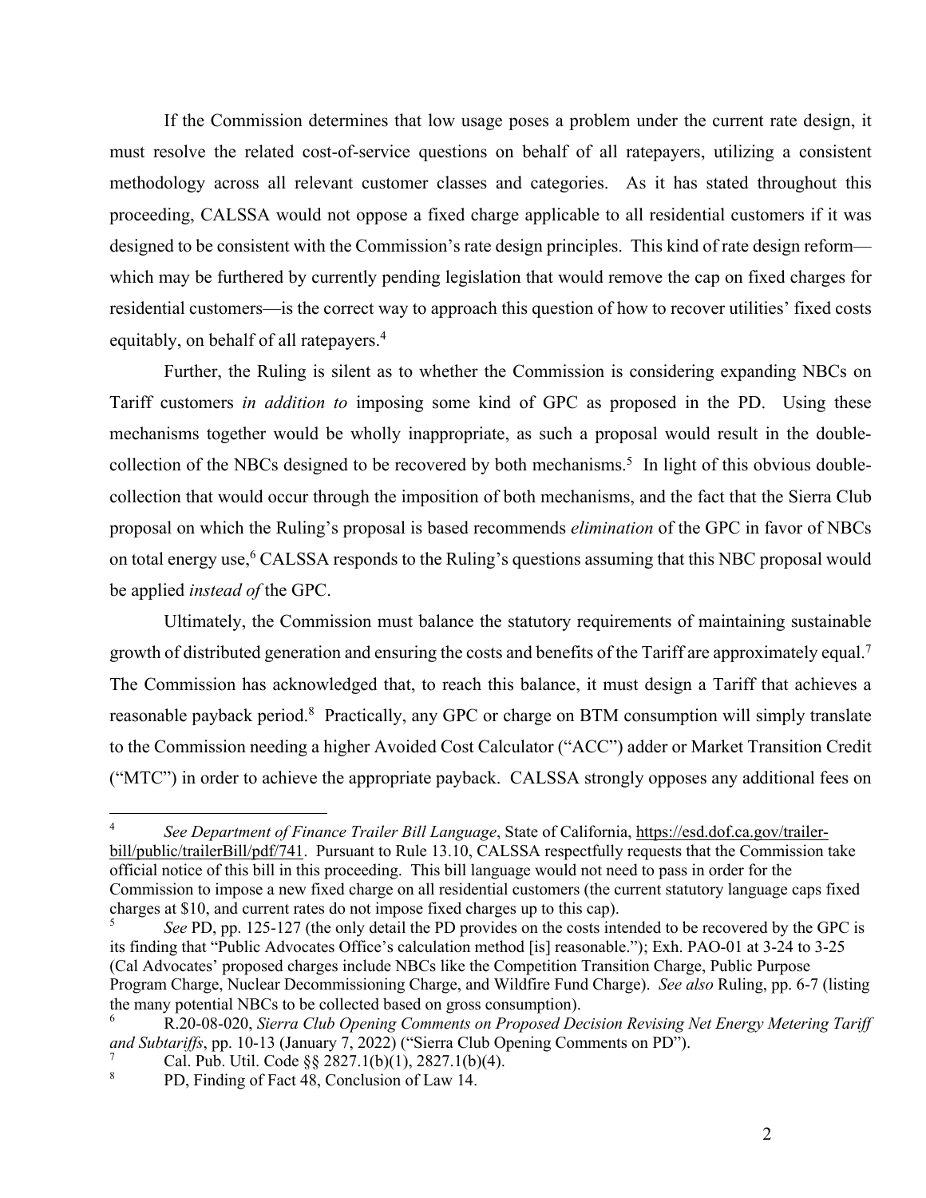If the Commission determines that low usage poses a problem under the current rate design, it must resolve the related cost-of-service questions on behalf of all ratepayers, utilizing a consistent methodology across all relevant customer classes and categories. As it has stated throughout this proceeding, CALSSA would not oppose a fixed charge applicable to all residential customers if it was designed to be consistent with the Commission's rate design principles. This kind of rate design reform—which may be furthered by currently pending legislation that would remove the cap on fixed charges for residential customers—is the correct way to approach this question of how to recover utilities' fixed costs equitably, on behalf of all ratepayers.[4]

Further, the Ruling is silent as to whether the Commission is considering expanding NBCs on Tariff customers *in addition to* imposing some kind of GPC as proposed in the PD. Using these mechanisms together would be wholly inappropriate, as such a proposal would result in the double-collection of the NBCs designed to be recovered by both mechanisms.[5] In light of this obvious double-collection that would occur through the imposition of both mechanisms, and the fact that the Sierra Club proposal on which the Ruling's proposal is based recommends *elimination* of the GPC in favor of NBCs on total energy use,[6] CALSSA responds to the Ruling's questions assuming that this NBC proposal would be applied *instead of* the GPC.

Ultimately, the Commission must balance the statutory requirements of maintaining sustainable growth of distributed generation and ensuring the costs and benefits of the Tariff are approximately equal.[7] The Commission has acknowledged that, to reach this balance, it must design a Tariff that achieves a reasonable payback period.[8] Practically, any GPC or charge on BTM consumption will simply translate to the Commission needing a higher Avoided Cost Calculator ("ACC") adder or Market Transition Credit ("MTC") in order to achieve the appropriate payback. CALSSA strongly opposes any additional fees on

---

[4] *See Department of Finance Trailer Bill Language*, State of California, https://esd.dof.ca.gov/trailer-bill/public/trailerBill/pdf/741. Pursuant to Rule 13.10, CALSSA respectfully requests that the Commission take official notice of this bill in this proceeding. This bill language would not need to pass in order for the Commission to impose a new fixed charge on all residential customers (the current statutory language caps fixed charges at $10, and current rates do not impose fixed charges up to this cap).

[5] *See* PD, pp. 125-127 (the only detail the PD provides on the costs intended to be recovered by the GPC is its finding that "Public Advocates Office's calculation method [is] reasonable."); Exh. PAO-01 at 3-24 to 3-25 (Cal Advocates' proposed charges include NBCs like the Competition Transition Charge, Public Purpose Program Charge, Nuclear Decommissioning Charge, and Wildfire Fund Charge). *See also* Ruling, pp. 6-7 (listing the many potential NBCs to be collected based on gross consumption).

[6] R.20-08-020, *Sierra Club Opening Comments on Proposed Decision Revising Net Energy Metering Tariff and Subtariffs*, pp. 10-13 (January 7, 2022) ("Sierra Club Opening Comments on PD").

[7] Cal. Pub. Util. Code §§ 2827.1(b)(1), 2827.1(b)(4).

[8] PD, Finding of Fact 48, Conclusion of Law 14.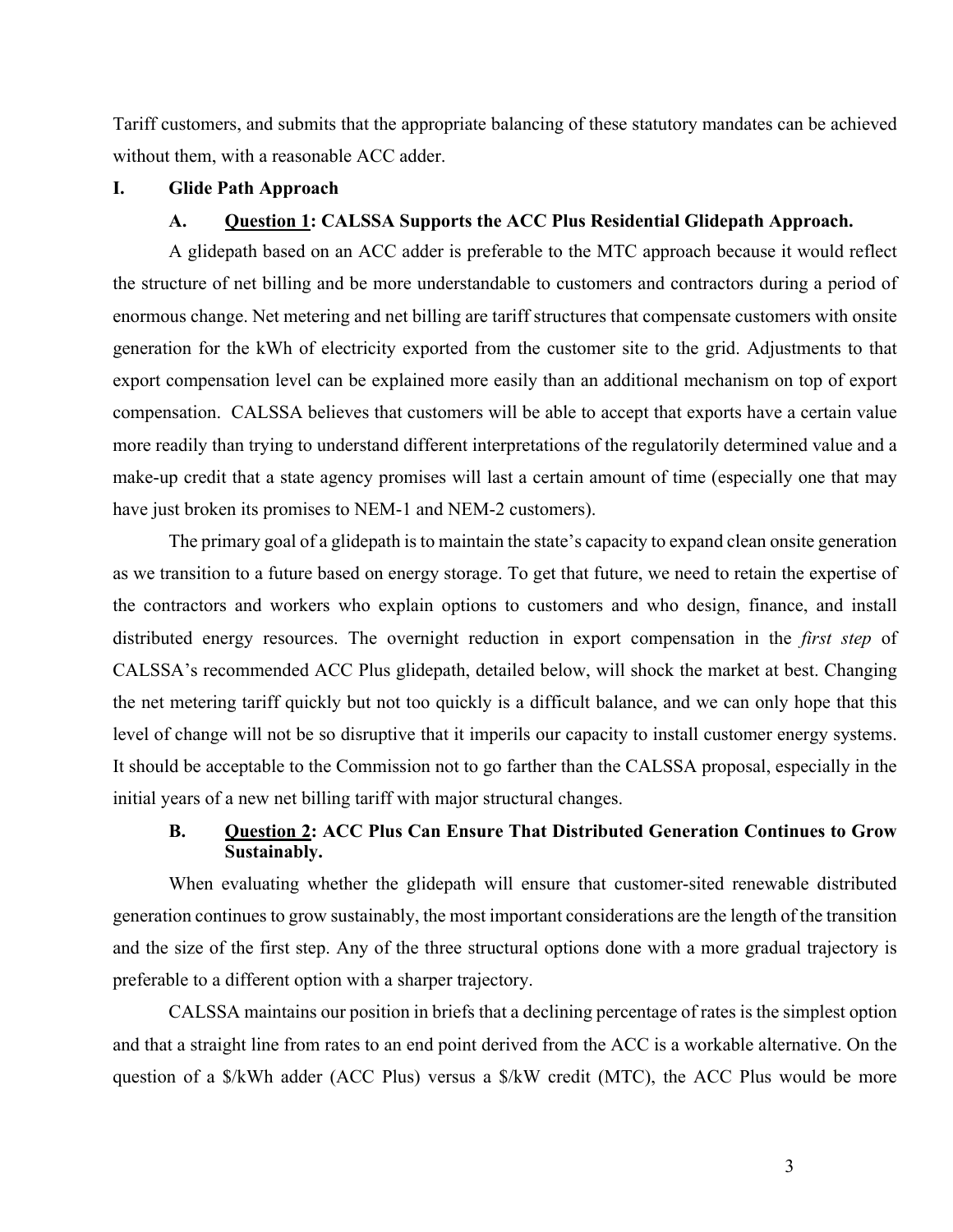Tariff customers, and submits that the appropriate balancing of these statutory mandates can be achieved without them, with a reasonable ACC adder.

## I. Glide Path Approach

### A. <u>Question 1</u>: CALSSA Supports the ACC Plus Residential Glidepath Approach.

A glidepath based on an ACC adder is preferable to the MTC approach because it would reflect the structure of net billing and be more understandable to customers and contractors during a period of enormous change. Net metering and net billing are tariff structures that compensate customers with onsite generation for the kWh of electricity exported from the customer site to the grid. Adjustments to that export compensation level can be explained more easily than an additional mechanism on top of export compensation. CALSSA believes that customers will be able to accept that exports have a certain value more readily than trying to understand different interpretations of the regulatorily determined value and a make-up credit that a state agency promises will last a certain amount of time (especially one that may have just broken its promises to NEM-1 and NEM-2 customers).

The primary goal of a glidepath is to maintain the state's capacity to expand clean onsite generation as we transition to a future based on energy storage. To get that future, we need to retain the expertise of the contractors and workers who explain options to customers and who design, finance, and install distributed energy resources. The overnight reduction in export compensation in the *first step* of CALSSA's recommended ACC Plus glidepath, detailed below, will shock the market at best. Changing the net metering tariff quickly but not too quickly is a difficult balance, and we can only hope that this level of change will not be so disruptive that it imperils our capacity to install customer energy systems. It should be acceptable to the Commission not to go farther than the CALSSA proposal, especially in the initial years of a new net billing tariff with major structural changes.

### B. <u>Question 2</u>: ACC Plus Can Ensure That Distributed Generation Continues to Grow Sustainably.

When evaluating whether the glidepath will ensure that customer-sited renewable distributed generation continues to grow sustainably, the most important considerations are the length of the transition and the size of the first step. Any of the three structural options done with a more gradual trajectory is preferable to a different option with a sharper trajectory.

CALSSA maintains our position in briefs that a declining percentage of rates is the simplest option and that a straight line from rates to an end point derived from the ACC is a workable alternative. On the question of a $/kWh adder (ACC Plus) versus a $/kW credit (MTC), the ACC Plus would be more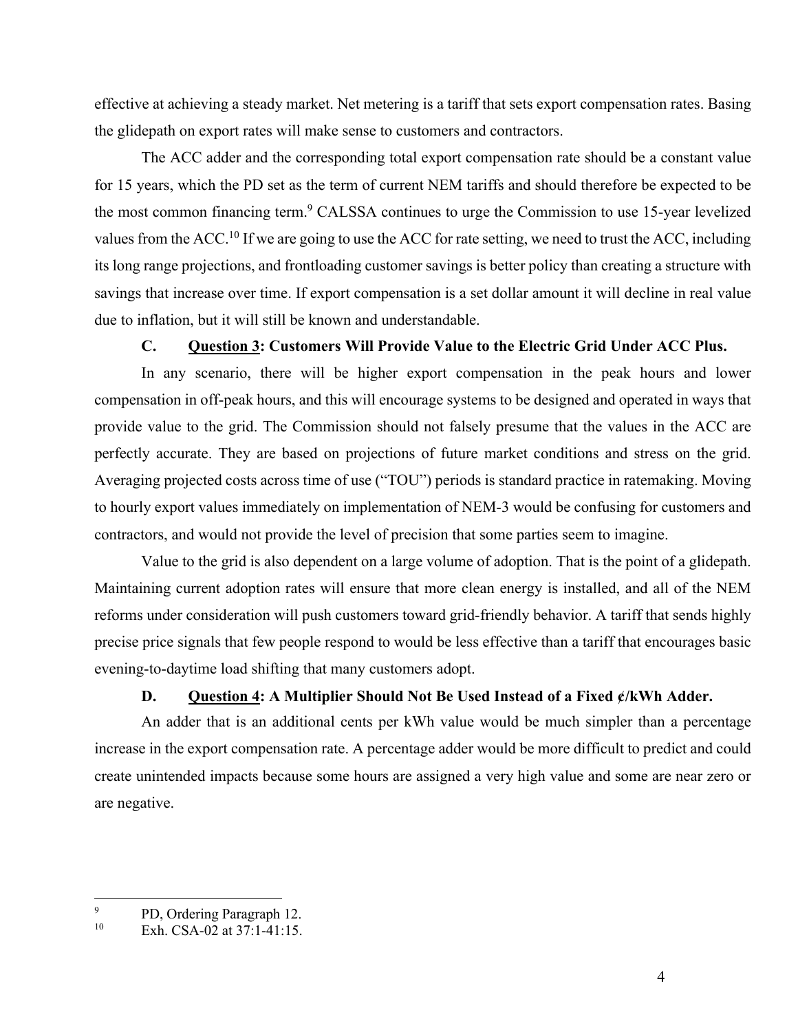effective at achieving a steady market. Net metering is a tariff that sets export compensation rates. Basing the glidepath on export rates will make sense to customers and contractors.

The ACC adder and the corresponding total export compensation rate should be a constant value for 15 years, which the PD set as the term of current NEM tariffs and should therefore be expected to be the most common financing term.[9] CALSSA continues to urge the Commission to use 15-year levelized values from the ACC.[10] If we are going to use the ACC for rate setting, we need to trust the ACC, including its long range projections, and frontloading customer savings is better policy than creating a structure with savings that increase over time. If export compensation is a set dollar amount it will decline in real value due to inflation, but it will still be known and understandable.

### C. <u>Question 3</u>: Customers Will Provide Value to the Electric Grid Under ACC Plus.

In any scenario, there will be higher export compensation in the peak hours and lower compensation in off-peak hours, and this will encourage systems to be designed and operated in ways that provide value to the grid. The Commission should not falsely presume that the values in the ACC are perfectly accurate. They are based on projections of future market conditions and stress on the grid. Averaging projected costs across time of use ("TOU") periods is standard practice in ratemaking. Moving to hourly export values immediately on implementation of NEM-3 would be confusing for customers and contractors, and would not provide the level of precision that some parties seem to imagine.

Value to the grid is also dependent on a large volume of adoption. That is the point of a glidepath. Maintaining current adoption rates will ensure that more clean energy is installed, and all of the NEM reforms under consideration will push customers toward grid-friendly behavior. A tariff that sends highly precise price signals that few people respond to would be less effective than a tariff that encourages basic evening-to-daytime load shifting that many customers adopt.

### D. <u>Question 4</u>: A Multiplier Should Not Be Used Instead of a Fixed ¢/kWh Adder.

An adder that is an additional cents per kWh value would be much simpler than a percentage increase in the export compensation rate. A percentage adder would be more difficult to predict and could create unintended impacts because some hours are assigned a very high value and some are near zero or are negative.

---

[9] PD, Ordering Paragraph 12.

[10] Exh. CSA-02 at 37:1-41:15.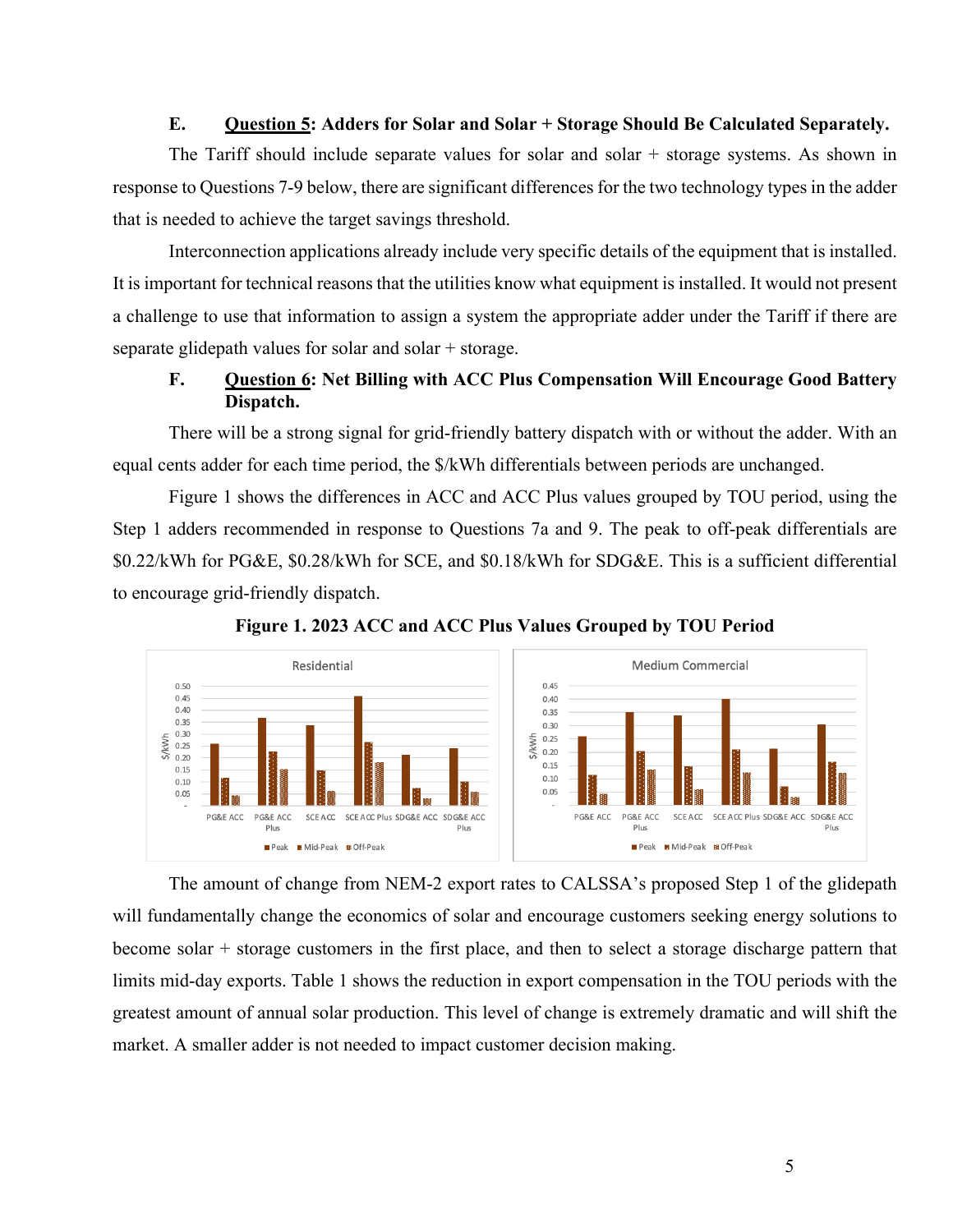## E. Question 5: Adders for Solar and Solar + Storage Should Be Calculated Separately.

The Tariff should include separate values for solar and solar + storage systems. As shown in response to Questions 7-9 below, there are significant differences for the two technology types in the adder that is needed to achieve the target savings threshold.

Interconnection applications already include very specific details of the equipment that is installed. It is important for technical reasons that the utilities know what equipment is installed. It would not present a challenge to use that information to assign a system the appropriate adder under the Tariff if there are separate glidepath values for solar and solar + storage.

## F. Question 6: Net Billing with ACC Plus Compensation Will Encourage Good Battery Dispatch.

There will be a strong signal for grid-friendly battery dispatch with or without the adder. With an equal cents adder for each time period, the $/kWh differentials between periods are unchanged.

Figure 1 shows the differences in ACC and ACC Plus values grouped by TOU period, using the Step 1 adders recommended in response to Questions 7a and 9. The peak to off-peak differentials are $0.22/kWh for PG&E, $0.28/kWh for SCE, and $0.18/kWh for SDG&E. This is a sufficient differential to encourage grid-friendly dispatch.

**Figure 1. 2023 ACC and ACC Plus Values Grouped by TOU Period**

The amount of change from NEM-2 export rates to CALSSA's proposed Step 1 of the glidepath will fundamentally change the economics of solar and encourage customers seeking energy solutions to become solar + storage customers in the first place, and then to select a storage discharge pattern that limits mid-day exports. Table 1 shows the reduction in export compensation in the TOU periods with the greatest amount of annual solar production. This level of change is extremely dramatic and will shift the market. A smaller adder is not needed to impact customer decision making.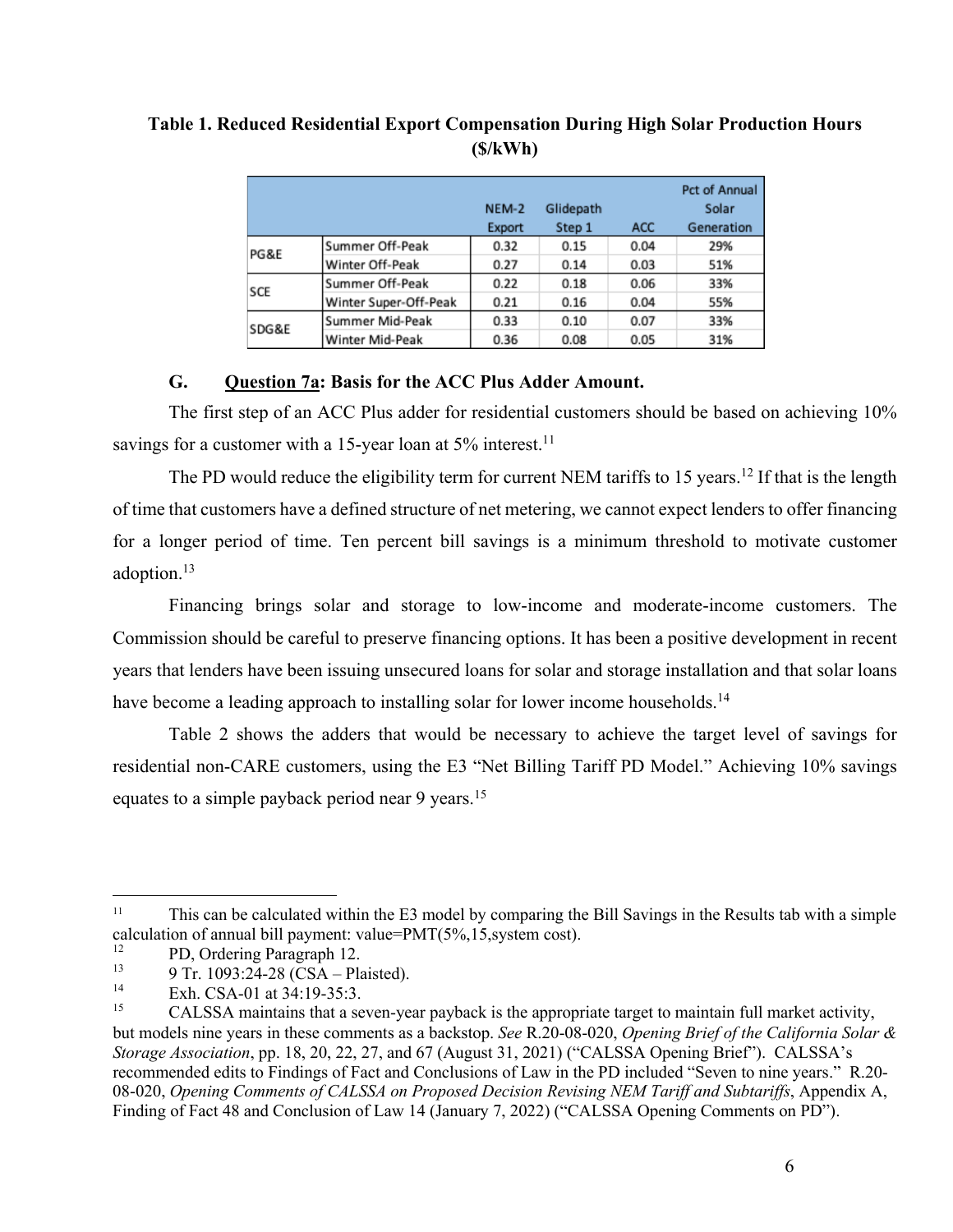**Table 1. Reduced Residential Export Compensation During High Solar Production Hours ($/kWh)**

| | | NEM-2 Export | Glidepath Step 1 | ACC | Pct of Annual Solar Generation |
|---|---|---|---|---|---|
| PG&E | Summer Off-Peak | 0.32 | 0.15 | 0.04 | 29% |
| | Winter Off-Peak | 0.27 | 0.14 | 0.03 | 51% |
| SCE | Summer Off-Peak | 0.22 | 0.18 | 0.06 | 33% |
| | Winter Super-Off-Peak | 0.21 | 0.16 | 0.04 | 55% |
| SDG&E | Summer Mid-Peak | 0.33 | 0.10 | 0.07 | 33% |
| | Winter Mid-Peak | 0.36 | 0.08 | 0.05 | 31% |

### G. Question 7a: Basis for the ACC Plus Adder Amount.

The first step of an ACC Plus adder for residential customers should be based on achieving 10% savings for a customer with a 15-year loan at 5% interest.[11]

The PD would reduce the eligibility term for current NEM tariffs to 15 years.[12] If that is the length of time that customers have a defined structure of net metering, we cannot expect lenders to offer financing for a longer period of time. Ten percent bill savings is a minimum threshold to motivate customer adoption.[13]

Financing brings solar and storage to low-income and moderate-income customers. The Commission should be careful to preserve financing options. It has been a positive development in recent years that lenders have been issuing unsecured loans for solar and storage installation and that solar loans have become a leading approach to installing solar for lower income households.[14]

Table 2 shows the adders that would be necessary to achieve the target level of savings for residential non-CARE customers, using the E3 "Net Billing Tariff PD Model." Achieving 10% savings equates to a simple payback period near 9 years.[15]

---

[11] This can be calculated within the E3 model by comparing the Bill Savings in the Results tab with a simple calculation of annual bill payment: value=PMT(5%,15,system cost).

[12] PD, Ordering Paragraph 12.

[13] 9 Tr. 1093:24-28 (CSA – Plaisted).

[14] Exh. CSA-01 at 34:19-35:3.

[15] CALSSA maintains that a seven-year payback is the appropriate target to maintain full market activity, but models nine years in these comments as a backstop. *See* R.20-08-020, *Opening Brief of the California Solar & Storage Association*, pp. 18, 20, 22, 27, and 67 (August 31, 2021) ("CALSSA Opening Brief"). CALSSA's recommended edits to Findings of Fact and Conclusions of Law in the PD included "Seven to nine years." R.20-08-020, *Opening Comments of CALSSA on Proposed Decision Revising NEM Tariff and Subtariffs*, Appendix A, Finding of Fact 48 and Conclusion of Law 14 (January 7, 2022) ("CALSSA Opening Comments on PD").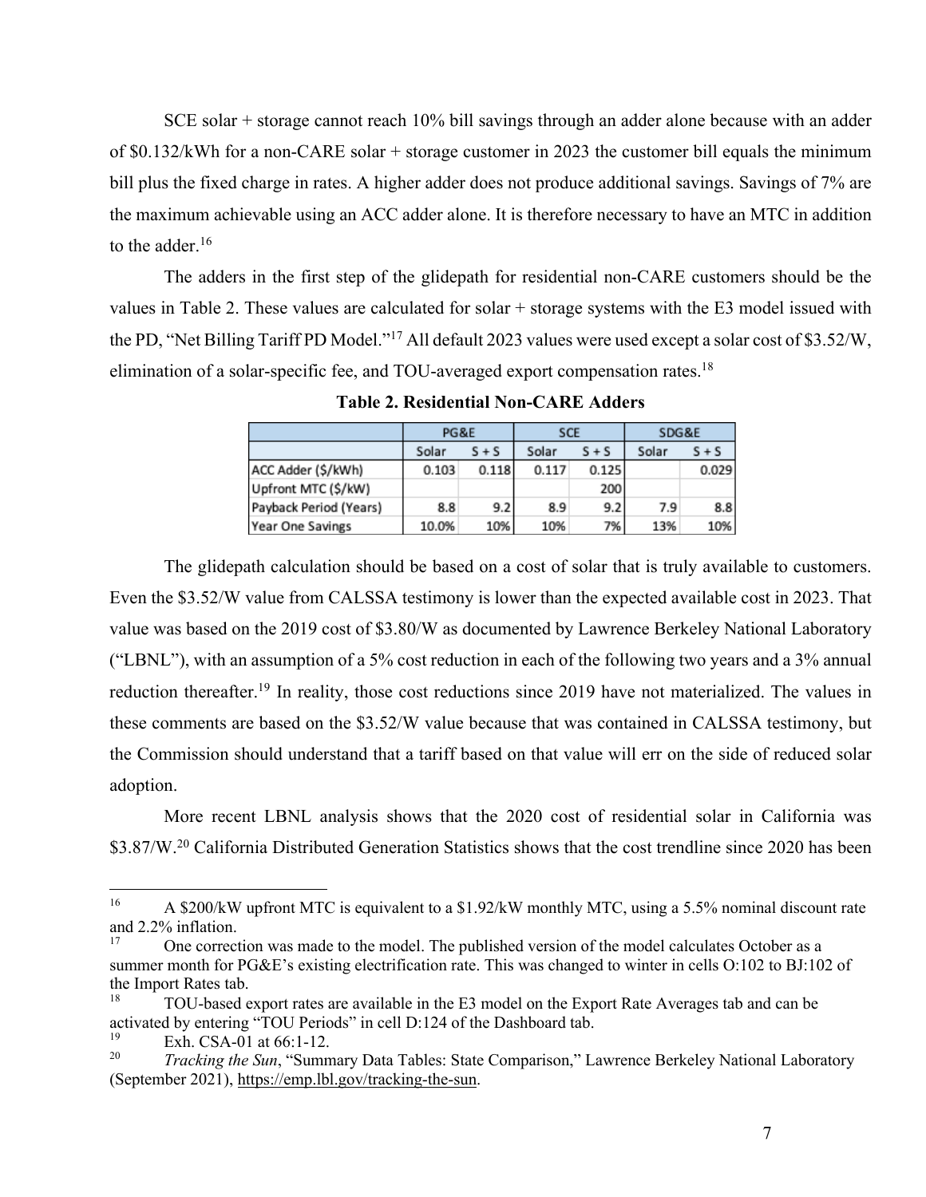SCE solar + storage cannot reach 10% bill savings through an adder alone because with an adder of $0.132/kWh for a non-CARE solar + storage customer in 2023 the customer bill equals the minimum bill plus the fixed charge in rates. A higher adder does not produce additional savings. Savings of 7% are the maximum achievable using an ACC adder alone. It is therefore necessary to have an MTC in addition to the adder.[16]

The adders in the first step of the glidepath for residential non-CARE customers should be the values in Table 2. These values are calculated for solar + storage systems with the E3 model issued with the PD, "Net Billing Tariff PD Model."[17] All default 2023 values were used except a solar cost of $3.52/W, elimination of a solar-specific fee, and TOU-averaged export compensation rates.[18]

**Table 2. Residential Non-CARE Adders**

| | PG&E | | SCE | | SDG&E | |
|---|---|---|---|---|---|---|
| | Solar | S + S | Solar | S + S | Solar | S + S |
| ACC Adder ($/kWh) | 0.103 | 0.118 | 0.117 | 0.125 | | 0.029 |
| Upfront MTC ($/kW) | | | | 200 | | |
| Payback Period (Years) | 8.8 | 9.2 | 8.9 | 9.2 | 7.9 | 8.8 |
| Year One Savings | 10.0% | 10% | 10% | 7% | 13% | 10% |

The glidepath calculation should be based on a cost of solar that is truly available to customers. Even the $3.52/W value from CALSSA testimony is lower than the expected available cost in 2023. That value was based on the 2019 cost of $3.80/W as documented by Lawrence Berkeley National Laboratory ("LBNL"), with an assumption of a 5% cost reduction in each of the following two years and a 3% annual reduction thereafter.[19] In reality, those cost reductions since 2019 have not materialized. The values in these comments are based on the $3.52/W value because that was contained in CALSSA testimony, but the Commission should understand that a tariff based on that value will err on the side of reduced solar adoption.

More recent LBNL analysis shows that the 2020 cost of residential solar in California was $3.87/W.[20] California Distributed Generation Statistics shows that the cost trendline since 2020 has been

---

[16] A $200/kW upfront MTC is equivalent to a $1.92/kW monthly MTC, using a 5.5% nominal discount rate and 2.2% inflation.

[17] One correction was made to the model. The published version of the model calculates October as a summer month for PG&E's existing electrification rate. This was changed to winter in cells O:102 to BJ:102 of the Import Rates tab.

[18] TOU-based export rates are available in the E3 model on the Export Rate Averages tab and can be activated by entering "TOU Periods" in cell D:124 of the Dashboard tab.

[19] Exh. CSA-01 at 66:1-12.

[20] *Tracking the Sun*, "Summary Data Tables: State Comparison," Lawrence Berkeley National Laboratory (September 2021), https://emp.lbl.gov/tracking-the-sun.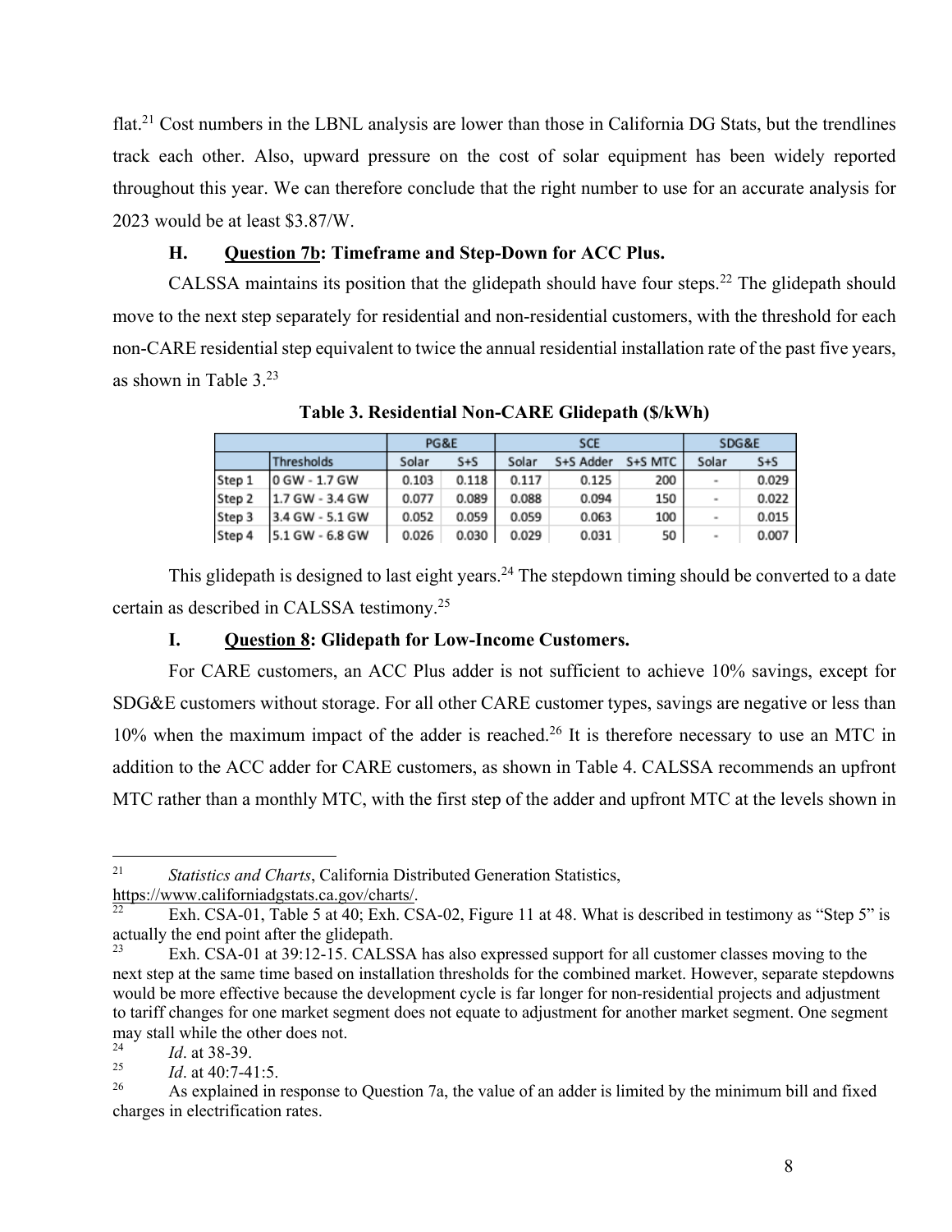flat.[21] Cost numbers in the LBNL analysis are lower than those in California DG Stats, but the trendlines track each other. Also, upward pressure on the cost of solar equipment has been widely reported throughout this year. We can therefore conclude that the right number to use for an accurate analysis for 2023 would be at least $3.87/W.

### H. Question 7b: Timeframe and Step-Down for ACC Plus.

CALSSA maintains its position that the glidepath should have four steps.[22] The glidepath should move to the next step separately for residential and non-residential customers, with the threshold for each non-CARE residential step equivalent to twice the annual residential installation rate of the past five years, as shown in Table 3.[23]

**Table 3. Residential Non-CARE Glidepath ($/kWh)**

| | | PG&E | | SCE | | | SDG&E | |
|---|---|---|---|---|---|---|---|---|
| | Thresholds | Solar | S+S | Solar | S+S Adder | S+S MTC | Solar | S+S |
| Step 1 | 0 GW - 1.7 GW | 0.103 | 0.118 | 0.117 | 0.125 | 200 | - | 0.029 |
| Step 2 | 1.7 GW - 3.4 GW | 0.077 | 0.089 | 0.088 | 0.094 | 150 | - | 0.022 |
| Step 3 | 3.4 GW - 5.1 GW | 0.052 | 0.059 | 0.059 | 0.063 | 100 | - | 0.015 |
| Step 4 | 5.1 GW - 6.8 GW | 0.026 | 0.030 | 0.029 | 0.031 | 50 | - | 0.007 |

This glidepath is designed to last eight years.[24] The stepdown timing should be converted to a date certain as described in CALSSA testimony.[25]

### I. Question 8: Glidepath for Low-Income Customers.

For CARE customers, an ACC Plus adder is not sufficient to achieve 10% savings, except for SDG&E customers without storage. For all other CARE customer types, savings are negative or less than 10% when the maximum impact of the adder is reached.[26] It is therefore necessary to use an MTC in addition to the ACC adder for CARE customers, as shown in Table 4. CALSSA recommends an upfront MTC rather than a monthly MTC, with the first step of the adder and upfront MTC at the levels shown in

---

[21] *Statistics and Charts*, California Distributed Generation Statistics, https://www.californiadgstats.ca.gov/charts/.

[22] Exh. CSA-01, Table 5 at 40; Exh. CSA-02, Figure 11 at 48. What is described in testimony as "Step 5" is actually the end point after the glidepath.

[23] Exh. CSA-01 at 39:12-15. CALSSA has also expressed support for all customer classes moving to the next step at the same time based on installation thresholds for the combined market. However, separate stepdowns would be more effective because the development cycle is far longer for non-residential projects and adjustment to tariff changes for one market segment does not equate to adjustment for another market segment. One segment may stall while the other does not.

[24] *Id*. at 38-39.

[25] *Id*. at 40:7-41:5.

[26] As explained in response to Question 7a, the value of an adder is limited by the minimum bill and fixed charges in electrification rates.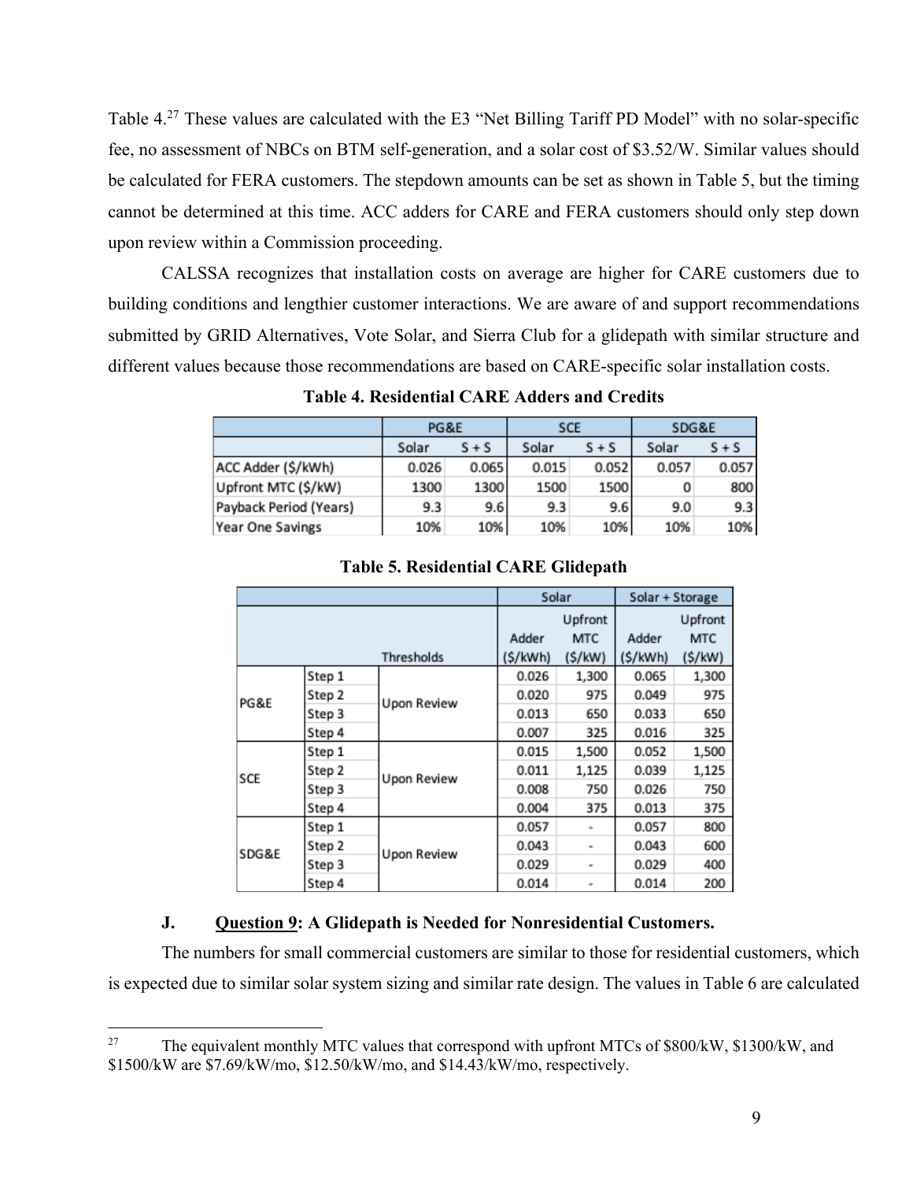Table 4.[27] These values are calculated with the E3 "Net Billing Tariff PD Model" with no solar-specific fee, no assessment of NBCs on BTM self-generation, and a solar cost of $3.52/W. Similar values should be calculated for FERA customers. The stepdown amounts can be set as shown in Table 5, but the timing cannot be determined at this time. ACC adders for CARE and FERA customers should only step down upon review within a Commission proceeding.

CALSSA recognizes that installation costs on average are higher for CARE customers due to building conditions and lengthier customer interactions. We are aware of and support recommendations submitted by GRID Alternatives, Vote Solar, and Sierra Club for a glidepath with similar structure and different values because those recommendations are based on CARE-specific solar installation costs.

**Table 4. Residential CARE Adders and Credits**

| | PG&E | | SCE | | SDG&E | |
|---|---|---|---|---|---|---|
| | Solar | S + S | Solar | S + S | Solar | S + S |
| ACC Adder ($/kWh) | 0.026 | 0.065 | 0.015 | 0.052 | 0.057 | 0.057 |
| Upfront MTC ($/kW) | 1300 | 1300 | 1500 | 1500 | 0 | 800 |
| Payback Period (Years) | 9.3 | 9.6 | 9.3 | 9.6 | 9.0 | 9.3 |
| Year One Savings | 10% | 10% | 10% | 10% | 10% | 10% |

**Table 5. Residential CARE Glidepath**

| | | | Solar | | Solar + Storage | |
|---|---|---|---|---|---|---|
| | | Thresholds | Adder ($/kWh) | Upfront MTC ($/kW) | Adder ($/kWh) | Upfront MTC ($/kW) |
| PG&E | Step 1 | Upon Review | 0.026 | 1,300 | 0.065 | 1,300 |
| | Step 2 | | 0.020 | 975 | 0.049 | 975 |
| | Step 3 | | 0.013 | 650 | 0.033 | 650 |
| | Step 4 | | 0.007 | 325 | 0.016 | 325 |
| SCE | Step 1 | Upon Review | 0.015 | 1,500 | 0.052 | 1,500 |
| | Step 2 | | 0.011 | 1,125 | 0.039 | 1,125 |
| | Step 3 | | 0.008 | 750 | 0.026 | 750 |
| | Step 4 | | 0.004 | 375 | 0.013 | 375 |
| SDG&E | Step 1 | Upon Review | 0.057 | - | 0.057 | 800 |
| | Step 2 | | 0.043 | - | 0.043 | 600 |
| | Step 3 | | 0.029 | - | 0.029 | 400 |
| | Step 4 | | 0.014 | - | 0.014 | 200 |

### J. Question 9: A Glidepath is Needed for Nonresidential Customers.

The numbers for small commercial customers are similar to those for residential customers, which is expected due to similar solar system sizing and similar rate design. The values in Table 6 are calculated

[27] The equivalent monthly MTC values that correspond with upfront MTCs of $800/kW, $1300/kW, and $1500/kW are $7.69/kW/mo, $12.50/kW/mo, and $14.43/kW/mo, respectively.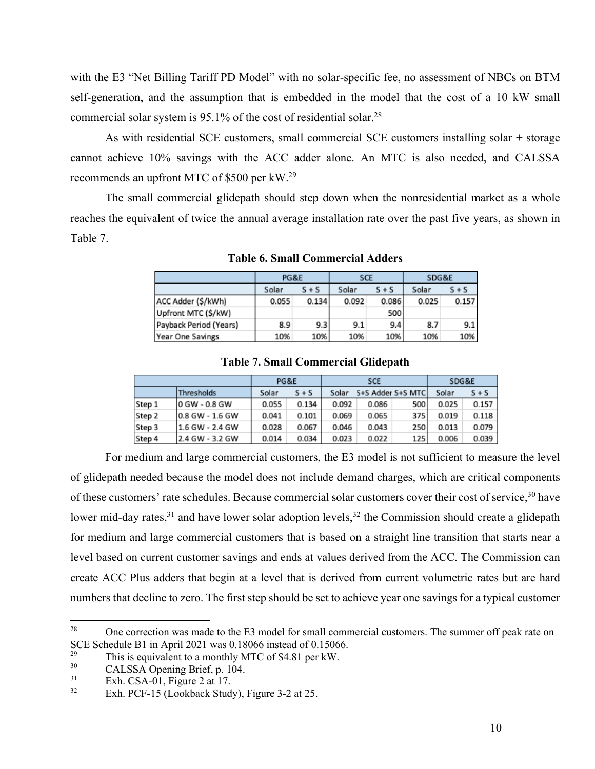with the E3 "Net Billing Tariff PD Model" with no solar-specific fee, no assessment of NBCs on BTM self-generation, and the assumption that is embedded in the model that the cost of a 10 kW small commercial solar system is 95.1% of the cost of residential solar.[28]

As with residential SCE customers, small commercial SCE customers installing solar + storage cannot achieve 10% savings with the ACC adder alone. An MTC is also needed, and CALSSA recommends an upfront MTC of $500 per kW.[29]

The small commercial glidepath should step down when the nonresidential market as a whole reaches the equivalent of twice the annual average installation rate over the past five years, as shown in Table 7.

**Table 6. Small Commercial Adders**

| | PG&E | | SCE | | SDG&E | |
|---|---|---|---|---|---|---|
| | Solar | S + S | Solar | S + S | Solar | S + S |
| ACC Adder ($/kWh) | 0.055 | 0.134 | 0.092 | 0.086 | 0.025 | 0.157 |
| Upfront MTC ($/kW) | | | | 500 | | |
| Payback Period (Years) | 8.9 | 9.3 | 9.1 | 9.4 | 8.7 | 9.1 |
| Year One Savings | 10% | 10% | 10% | 10% | 10% | 10% |

**Table 7. Small Commercial Glidepath**

| | | PG&E | | SCE | | | SDG&E | |
|---|---|---|---|---|---|---|---|---|
| | Thresholds | Solar | S + S | Solar | S+S Adder | S+S MTC | Solar | S + S |
| Step 1 | 0 GW - 0.8 GW | 0.055 | 0.134 | 0.092 | 0.086 | 500 | 0.025 | 0.157 |
| Step 2 | 0.8 GW - 1.6 GW | 0.041 | 0.101 | 0.069 | 0.065 | 375 | 0.019 | 0.118 |
| Step 3 | 1.6 GW - 2.4 GW | 0.028 | 0.067 | 0.046 | 0.043 | 250 | 0.013 | 0.079 |
| Step 4 | 2.4 GW - 3.2 GW | 0.014 | 0.034 | 0.023 | 0.022 | 125 | 0.006 | 0.039 |

For medium and large commercial customers, the E3 model is not sufficient to measure the level of glidepath needed because the model does not include demand charges, which are critical components of these customers' rate schedules. Because commercial solar customers cover their cost of service,[30] have lower mid-day rates,[31] and have lower solar adoption levels,[32] the Commission should create a glidepath for medium and large commercial customers that is based on a straight line transition that starts near a level based on current customer savings and ends at values derived from the ACC. The Commission can create ACC Plus adders that begin at a level that is derived from current volumetric rates but are hard numbers that decline to zero. The first step should be set to achieve year one savings for a typical customer

---

[28] One correction was made to the E3 model for small commercial customers. The summer off peak rate on SCE Schedule B1 in April 2021 was 0.18066 instead of 0.15066.

[29] This is equivalent to a monthly MTC of $4.81 per kW.

[30] CALSSA Opening Brief, p. 104.

[31] Exh. CSA-01, Figure 2 at 17.

[32] Exh. PCF-15 (Lookback Study), Figure 3-2 at 25.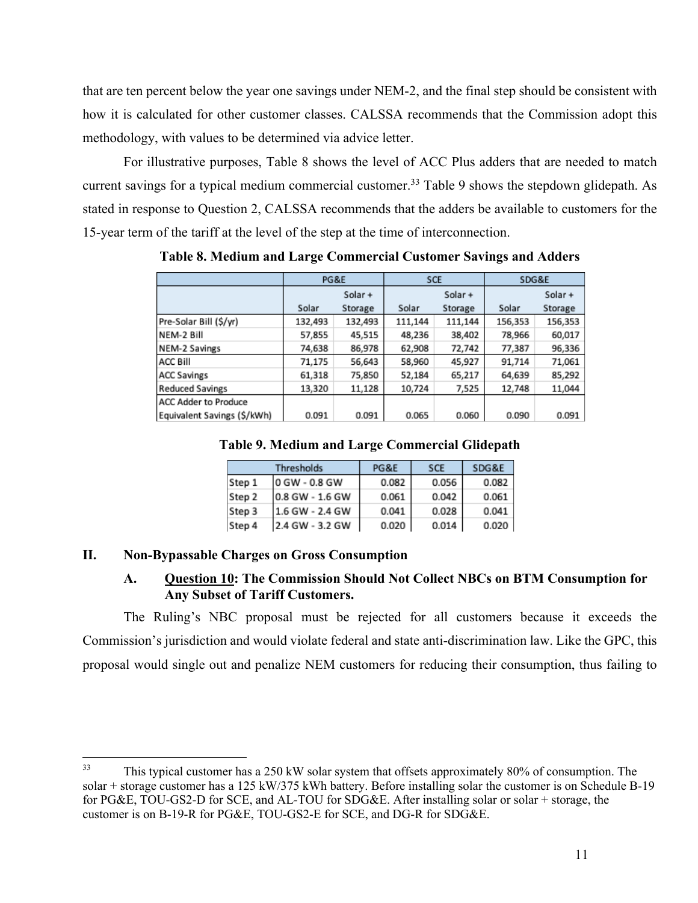that are ten percent below the year one savings under NEM-2, and the final step should be consistent with how it is calculated for other customer classes. CALSSA recommends that the Commission adopt this methodology, with values to be determined via advice letter.

For illustrative purposes, Table 8 shows the level of ACC Plus adders that are needed to match current savings for a typical medium commercial customer.[33] Table 9 shows the stepdown glidepath. As stated in response to Question 2, CALSSA recommends that the adders be available to customers for the 15-year term of the tariff at the level of the step at the time of interconnection.

**Table 8. Medium and Large Commercial Customer Savings and Adders**

| | PG&E | | SCE | | SDG&E | |
|---|---|---|---|---|---|---|
| | Solar | Solar + Storage | Solar | Solar + Storage | Solar | Solar + Storage |
| Pre-Solar Bill ($/yr) | 132,493 | 132,493 | 111,144 | 111,144 | 156,353 | 156,353 |
| NEM-2 Bill | 57,855 | 45,515 | 48,236 | 38,402 | 78,966 | 60,017 |
| NEM-2 Savings | 74,638 | 86,978 | 62,908 | 72,742 | 77,387 | 96,336 |
| ACC Bill | 71,175 | 56,643 | 58,960 | 45,927 | 91,714 | 71,061 |
| ACC Savings | 61,318 | 75,850 | 52,184 | 65,217 | 64,639 | 85,292 |
| Reduced Savings | 13,320 | 11,128 | 10,724 | 7,525 | 12,748 | 11,044 |
| ACC Adder to Produce Equivalent Savings ($/kWh) | 0.091 | 0.091 | 0.065 | 0.060 | 0.090 | 0.091 |

**Table 9. Medium and Large Commercial Glidepath**

| Thresholds | | PG&E | SCE | SDG&E |
|---|---|---|---|---|
| Step 1 | 0 GW - 0.8 GW | 0.082 | 0.056 | 0.082 |
| Step 2 | 0.8 GW - 1.6 GW | 0.061 | 0.042 | 0.061 |
| Step 3 | 1.6 GW - 2.4 GW | 0.041 | 0.028 | 0.041 |
| Step 4 | 2.4 GW - 3.2 GW | 0.020 | 0.014 | 0.020 |

## II. Non-Bypassable Charges on Gross Consumption

### A. Question 10: The Commission Should Not Collect NBCs on BTM Consumption for Any Subset of Tariff Customers.

The Ruling's NBC proposal must be rejected for all customers because it exceeds the Commission's jurisdiction and would violate federal and state anti-discrimination law. Like the GPC, this proposal would single out and penalize NEM customers for reducing their consumption, thus failing to

---

[33] This typical customer has a 250 kW solar system that offsets approximately 80% of consumption. The solar + storage customer has a 125 kW/375 kWh battery. Before installing solar the customer is on Schedule B-19 for PG&E, TOU-GS2-D for SCE, and AL-TOU for SDG&E. After installing solar or solar + storage, the customer is on B-19-R for PG&E, TOU-GS2-E for SCE, and DG-R for SDG&E.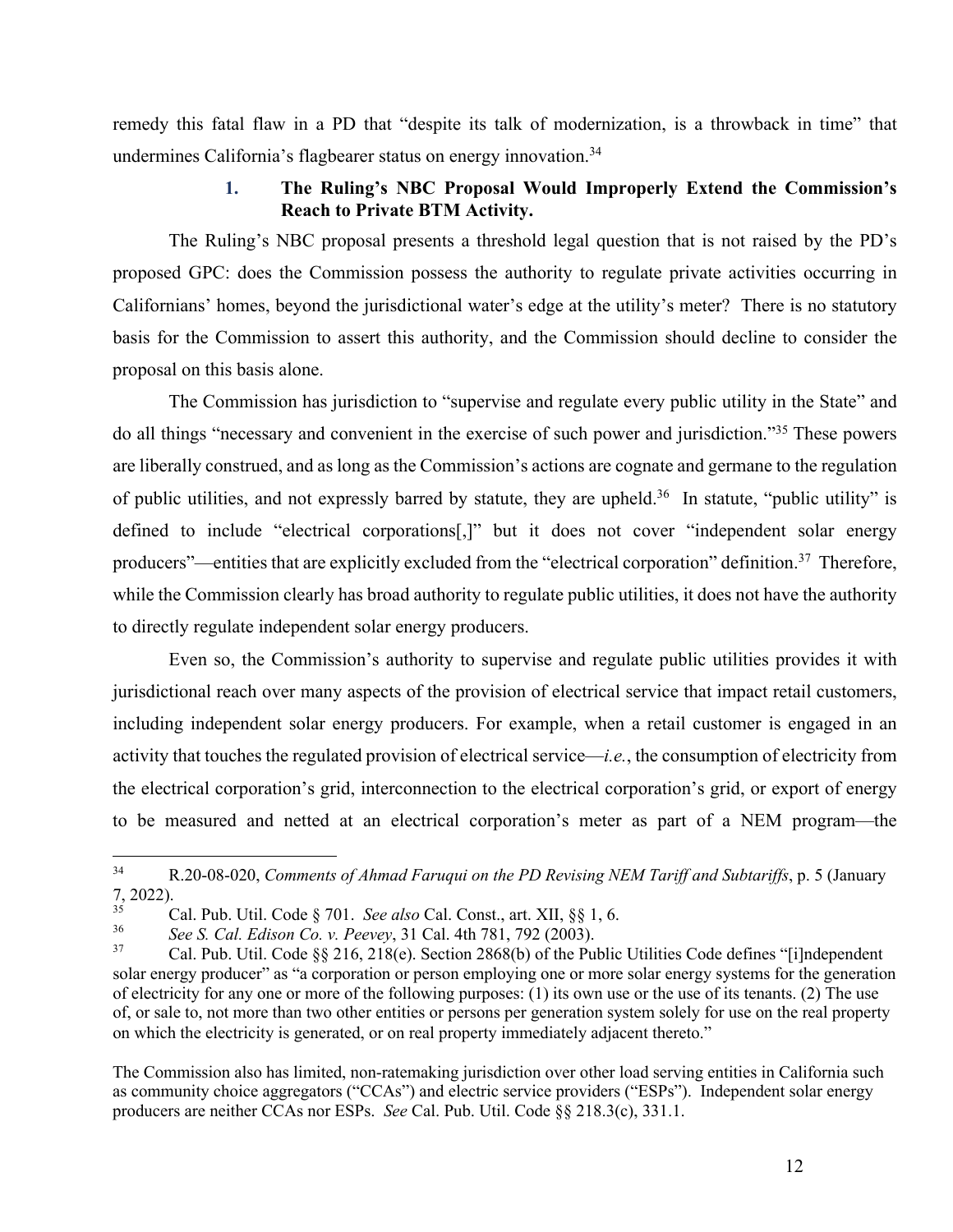remedy this fatal flaw in a PD that "despite its talk of modernization, is a throwback in time" that undermines California's flagbearer status on energy innovation.[34]

### 1. The Ruling's NBC Proposal Would Improperly Extend the Commission's Reach to Private BTM Activity.

The Ruling's NBC proposal presents a threshold legal question that is not raised by the PD's proposed GPC: does the Commission possess the authority to regulate private activities occurring in Californians' homes, beyond the jurisdictional water's edge at the utility's meter? There is no statutory basis for the Commission to assert this authority, and the Commission should decline to consider the proposal on this basis alone.

The Commission has jurisdiction to "supervise and regulate every public utility in the State" and do all things "necessary and convenient in the exercise of such power and jurisdiction."[35] These powers are liberally construed, and as long as the Commission's actions are cognate and germane to the regulation of public utilities, and not expressly barred by statute, they are upheld.[36] In statute, "public utility" is defined to include "electrical corporations[,]" but it does not cover "independent solar energy producers"—entities that are explicitly excluded from the "electrical corporation" definition.[37] Therefore, while the Commission clearly has broad authority to regulate public utilities, it does not have the authority to directly regulate independent solar energy producers.

Even so, the Commission's authority to supervise and regulate public utilities provides it with jurisdictional reach over many aspects of the provision of electrical service that impact retail customers, including independent solar energy producers. For example, when a retail customer is engaged in an activity that touches the regulated provision of electrical service—*i.e.*, the consumption of electricity from the electrical corporation's grid, interconnection to the electrical corporation's grid, or export of energy to be measured and netted at an electrical corporation's meter as part of a NEM program—the

---

[34] R.20-08-020, *Comments of Ahmad Faruqui on the PD Revising NEM Tariff and Subtariffs*, p. 5 (January 7, 2022).

[35] Cal. Pub. Util. Code § 701. *See also* Cal. Const., art. XII, §§ 1, 6.

[36] *See S. Cal. Edison Co. v. Peevey*, 31 Cal. 4th 781, 792 (2003).

[37] Cal. Pub. Util. Code §§ 216, 218(e). Section 2868(b) of the Public Utilities Code defines "[i]ndependent solar energy producer" as "a corporation or person employing one or more solar energy systems for the generation of electricity for any one or more of the following purposes: (1) its own use or the use of its tenants. (2) The use of, or sale to, not more than two other entities or persons per generation system solely for use on the real property on which the electricity is generated, or on real property immediately adjacent thereto."

The Commission also has limited, non-ratemaking jurisdiction over other load serving entities in California such as community choice aggregators ("CCAs") and electric service providers ("ESPs"). Independent solar energy producers are neither CCAs nor ESPs. *See* Cal. Pub. Util. Code §§ 218.3(c), 331.1.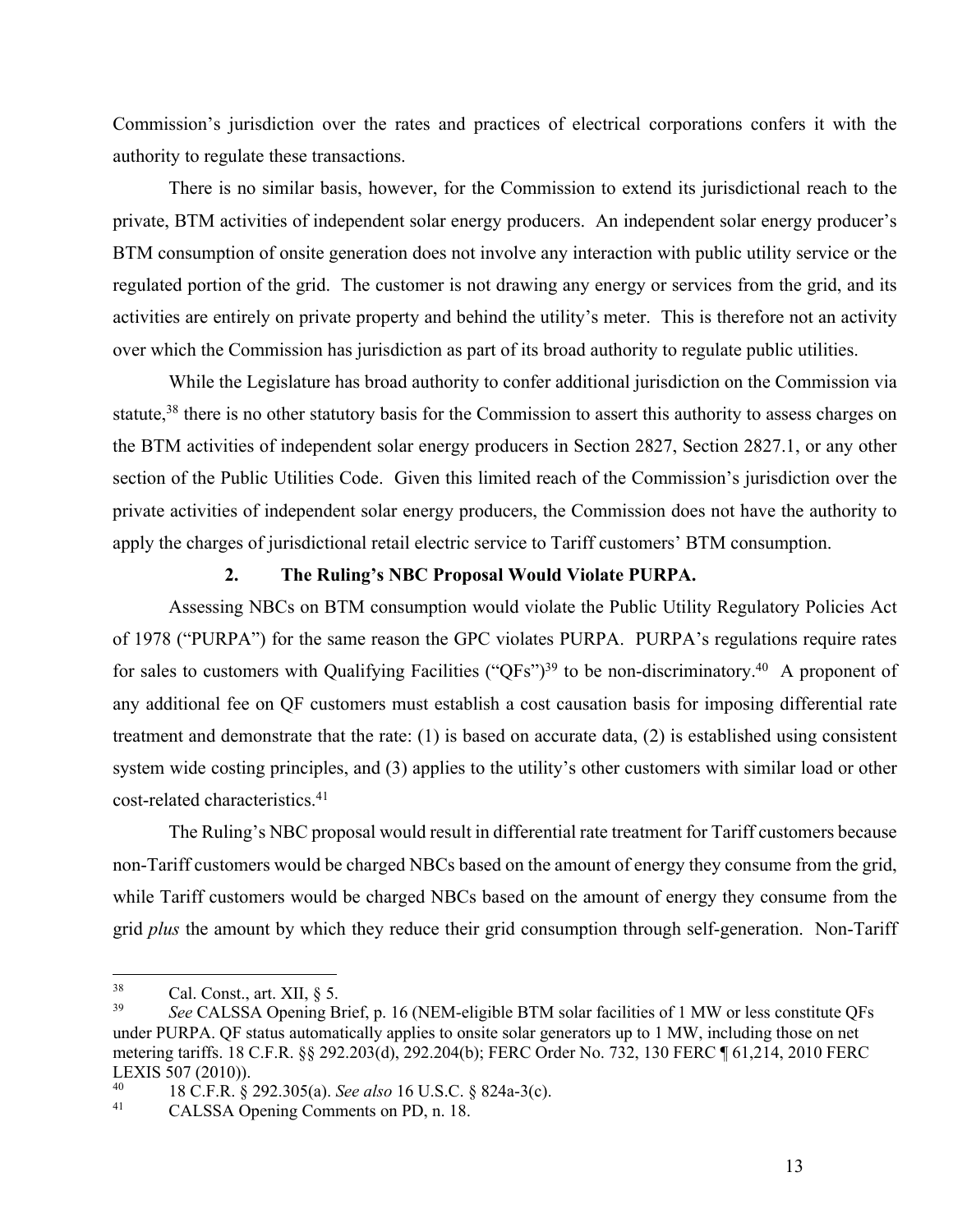Commission's jurisdiction over the rates and practices of electrical corporations confers it with the authority to regulate these transactions.

There is no similar basis, however, for the Commission to extend its jurisdictional reach to the private, BTM activities of independent solar energy producers. An independent solar energy producer's BTM consumption of onsite generation does not involve any interaction with public utility service or the regulated portion of the grid. The customer is not drawing any energy or services from the grid, and its activities are entirely on private property and behind the utility's meter. This is therefore not an activity over which the Commission has jurisdiction as part of its broad authority to regulate public utilities.

While the Legislature has broad authority to confer additional jurisdiction on the Commission via statute,[38] there is no other statutory basis for the Commission to assert this authority to assess charges on the BTM activities of independent solar energy producers in Section 2827, Section 2827.1, or any other section of the Public Utilities Code. Given this limited reach of the Commission's jurisdiction over the private activities of independent solar energy producers, the Commission does not have the authority to apply the charges of jurisdictional retail electric service to Tariff customers' BTM consumption.

### 2. The Ruling's NBC Proposal Would Violate PURPA.

Assessing NBCs on BTM consumption would violate the Public Utility Regulatory Policies Act of 1978 ("PURPA") for the same reason the GPC violates PURPA. PURPA's regulations require rates for sales to customers with Qualifying Facilities ("QFs")[39] to be non-discriminatory.[40] A proponent of any additional fee on QF customers must establish a cost causation basis for imposing differential rate treatment and demonstrate that the rate: (1) is based on accurate data, (2) is established using consistent system wide costing principles, and (3) applies to the utility's other customers with similar load or other cost-related characteristics.[41]

The Ruling's NBC proposal would result in differential rate treatment for Tariff customers because non-Tariff customers would be charged NBCs based on the amount of energy they consume from the grid, while Tariff customers would be charged NBCs based on the amount of energy they consume from the grid *plus* the amount by which they reduce their grid consumption through self-generation. Non-Tariff

---

[38] Cal. Const., art. XII, § 5.

[39] *See* CALSSA Opening Brief, p. 16 (NEM-eligible BTM solar facilities of 1 MW or less constitute QFs under PURPA. QF status automatically applies to onsite solar generators up to 1 MW, including those on net metering tariffs. 18 C.F.R. §§ 292.203(d), 292.204(b); FERC Order No. 732, 130 FERC ¶ 61,214, 2010 FERC LEXIS 507 (2010)).

[40] 18 C.F.R. § 292.305(a). *See also* 16 U.S.C. § 824a-3(c).

[41] CALSSA Opening Comments on PD, n. 18.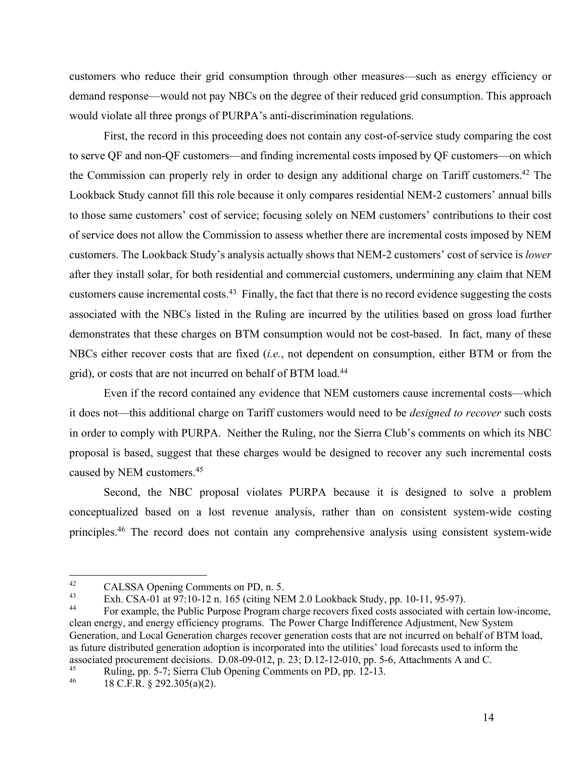customers who reduce their grid consumption through other measures—such as energy efficiency or demand response—would not pay NBCs on the degree of their reduced grid consumption. This approach would violate all three prongs of PURPA's anti-discrimination regulations.

First, the record in this proceeding does not contain any cost-of-service study comparing the cost to serve QF and non-QF customers—and finding incremental costs imposed by QF customers—on which the Commission can properly rely in order to design any additional charge on Tariff customers.[42] The Lookback Study cannot fill this role because it only compares residential NEM-2 customers' annual bills to those same customers' cost of service; focusing solely on NEM customers' contributions to their cost of service does not allow the Commission to assess whether there are incremental costs imposed by NEM customers. The Lookback Study's analysis actually shows that NEM-2 customers' cost of service is *lower* after they install solar, for both residential and commercial customers, undermining any claim that NEM customers cause incremental costs.[43] Finally, the fact that there is no record evidence suggesting the costs associated with the NBCs listed in the Ruling are incurred by the utilities based on gross load further demonstrates that these charges on BTM consumption would not be cost-based. In fact, many of these NBCs either recover costs that are fixed (*i.e.*, not dependent on consumption, either BTM or from the grid), or costs that are not incurred on behalf of BTM load.[44]

Even if the record contained any evidence that NEM customers cause incremental costs—which it does not—this additional charge on Tariff customers would need to be *designed to recover* such costs in order to comply with PURPA. Neither the Ruling, nor the Sierra Club's comments on which its NBC proposal is based, suggest that these charges would be designed to recover any such incremental costs caused by NEM customers.[45]

Second, the NBC proposal violates PURPA because it is designed to solve a problem conceptualized based on a lost revenue analysis, rather than on consistent system-wide costing principles.[46] The record does not contain any comprehensive analysis using consistent system-wide

---

[42] CALSSA Opening Comments on PD, n. 5.

[43] Exh. CSA-01 at 97:10-12 n. 165 (citing NEM 2.0 Lookback Study, pp. 10-11, 95-97).

[44] For example, the Public Purpose Program charge recovers fixed costs associated with certain low-income, clean energy, and energy efficiency programs. The Power Charge Indifference Adjustment, New System Generation, and Local Generation charges recover generation costs that are not incurred on behalf of BTM load, as future distributed generation adoption is incorporated into the utilities' load forecasts used to inform the associated procurement decisions. D.08-09-012, p. 23; D.12-12-010, pp. 5-6, Attachments A and C.

[45] Ruling, pp. 5-7; Sierra Club Opening Comments on PD, pp. 12-13.

[46] 18 C.F.R. § 292.305(a)(2).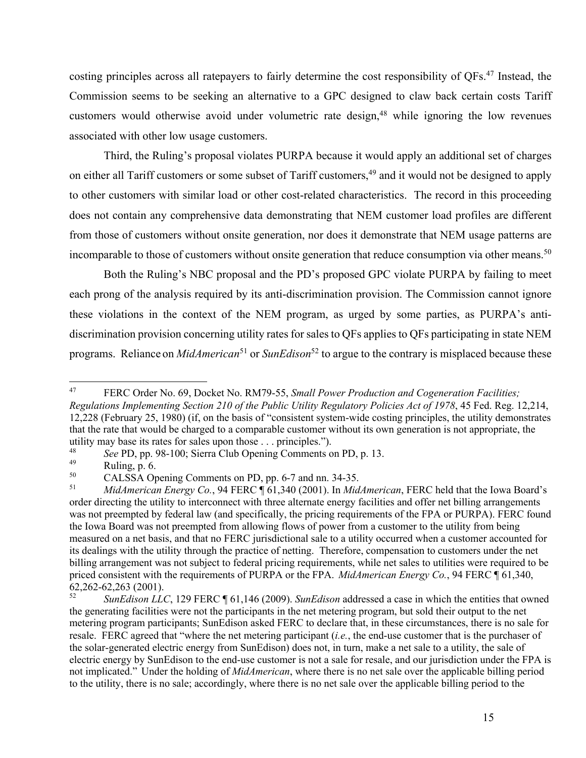costing principles across all ratepayers to fairly determine the cost responsibility of QFs.[47] Instead, the Commission seems to be seeking an alternative to a GPC designed to claw back certain costs Tariff customers would otherwise avoid under volumetric rate design,[48] while ignoring the low revenues associated with other low usage customers.

Third, the Ruling's proposal violates PURPA because it would apply an additional set of charges on either all Tariff customers or some subset of Tariff customers,[49] and it would not be designed to apply to other customers with similar load or other cost-related characteristics. The record in this proceeding does not contain any comprehensive data demonstrating that NEM customer load profiles are different from those of customers without onsite generation, nor does it demonstrate that NEM usage patterns are incomparable to those of customers without onsite generation that reduce consumption via other means.[50]

Both the Ruling's NBC proposal and the PD's proposed GPC violate PURPA by failing to meet each prong of the analysis required by its anti-discrimination provision. The Commission cannot ignore these violations in the context of the NEM program, as urged by some parties, as PURPA's anti-discrimination provision concerning utility rates for sales to QFs applies to QFs participating in state NEM programs. Reliance on *MidAmerican*[51] or *SunEdison*[52] to argue to the contrary is misplaced because these

---

[47] FERC Order No. 69, Docket No. RM79-55, *Small Power Production and Cogeneration Facilities; Regulations Implementing Section 210 of the Public Utility Regulatory Policies Act of 1978*, 45 Fed. Reg. 12,214, 12,228 (February 25, 1980) (if, on the basis of "consistent system-wide costing principles, the utility demonstrates that the rate that would be charged to a comparable customer without its own generation is not appropriate, the utility may base its rates for sales upon those . . . principles.").

[48] *See* PD, pp. 98-100; Sierra Club Opening Comments on PD, p. 13.

[49] Ruling, p. 6.

[50] CALSSA Opening Comments on PD, pp. 6-7 and nn. 34-35.

[51] *MidAmerican Energy Co.*, 94 FERC ¶ 61,340 (2001). In *MidAmerican*, FERC held that the Iowa Board's order directing the utility to interconnect with three alternate energy facilities and offer net billing arrangements was not preempted by federal law (and specifically, the pricing requirements of the FPA or PURPA). FERC found the Iowa Board was not preempted from allowing flows of power from a customer to the utility from being measured on a net basis, and that no FERC jurisdictional sale to a utility occurred when a customer accounted for its dealings with the utility through the practice of netting. Therefore, compensation to customers under the net billing arrangement was not subject to federal pricing requirements, while net sales to utilities were required to be priced consistent with the requirements of PURPA or the FPA. *MidAmerican Energy Co.*, 94 FERC ¶ 61,340, 62,262-62,263 (2001).

[52] *SunEdison LLC*, 129 FERC ¶ 61,146 (2009). *SunEdison* addressed a case in which the entities that owned the generating facilities were not the participants in the net metering program, but sold their output to the net metering program participants; SunEdison asked FERC to declare that, in these circumstances, there is no sale for resale. FERC agreed that "where the net metering participant (*i.e.*, the end-use customer that is the purchaser of the solar-generated electric energy from SunEdison) does not, in turn, make a net sale to a utility, the sale of electric energy by SunEdison to the end-use customer is not a sale for resale, and our jurisdiction under the FPA is not implicated." Under the holding of *MidAmerican*, where there is no net sale over the applicable billing period to the utility, there is no sale; accordingly, where there is no net sale over the applicable billing period to the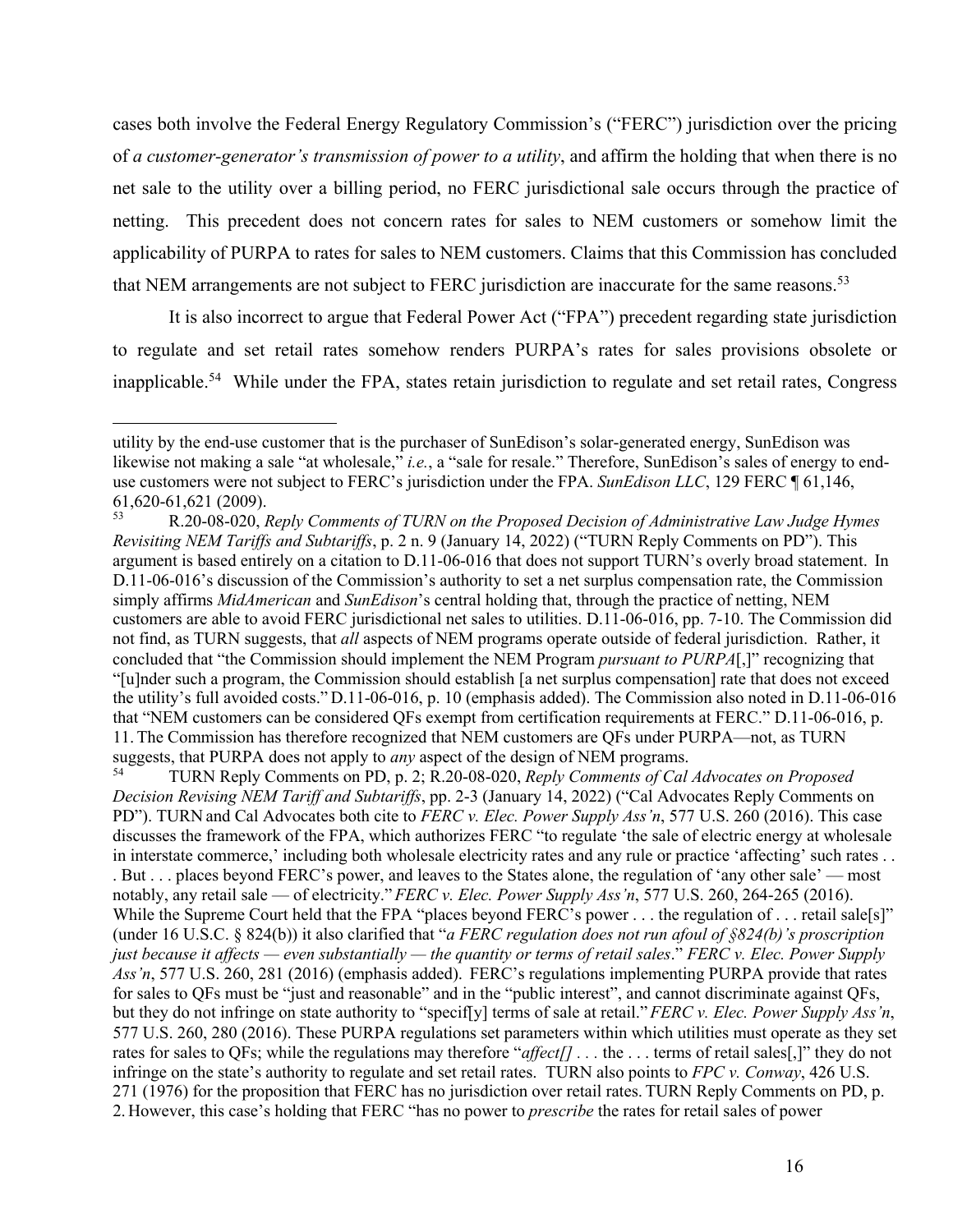cases both involve the Federal Energy Regulatory Commission's ("FERC") jurisdiction over the pricing of *a customer-generator's transmission of power to a utility*, and affirm the holding that when there is no net sale to the utility over a billing period, no FERC jurisdictional sale occurs through the practice of netting. This precedent does not concern rates for sales to NEM customers or somehow limit the applicability of PURPA to rates for sales to NEM customers. Claims that this Commission has concluded that NEM arrangements are not subject to FERC jurisdiction are inaccurate for the same reasons.[53]

It is also incorrect to argue that Federal Power Act ("FPA") precedent regarding state jurisdiction to regulate and set retail rates somehow renders PURPA's rates for sales provisions obsolete or inapplicable.[54] While under the FPA, states retain jurisdiction to regulate and set retail rates, Congress

---

utility by the end-use customer that is the purchaser of SunEdison's solar-generated energy, SunEdison was likewise not making a sale "at wholesale," *i.e.*, a "sale for resale." Therefore, SunEdison's sales of energy to end-use customers were not subject to FERC's jurisdiction under the FPA. *SunEdison LLC*, 129 FERC ¶ 61,146, 61,620-61,621 (2009).

[53] R.20-08-020, *Reply Comments of TURN on the Proposed Decision of Administrative Law Judge Hymes Revisiting NEM Tariffs and Subtariffs*, p. 2 n. 9 (January 14, 2022) ("TURN Reply Comments on PD"). This argument is based entirely on a citation to D.11-06-016 that does not support TURN's overly broad statement. In D.11-06-016's discussion of the Commission's authority to set a net surplus compensation rate, the Commission simply affirms *MidAmerican* and *SunEdison*'s central holding that, through the practice of netting, NEM customers are able to avoid FERC jurisdictional net sales to utilities. D.11-06-016, pp. 7-10. The Commission did not find, as TURN suggests, that *all* aspects of NEM programs operate outside of federal jurisdiction. Rather, it concluded that "the Commission should implement the NEM Program *pursuant to PURPA*[,]" recognizing that "[u]nder such a program, the Commission should establish [a net surplus compensation] rate that does not exceed the utility's full avoided costs." D.11-06-016, p. 10 (emphasis added). The Commission also noted in D.11-06-016 that "NEM customers can be considered QFs exempt from certification requirements at FERC." D.11-06-016, p. 11. The Commission has therefore recognized that NEM customers are QFs under PURPA—not, as TURN suggests, that PURPA does not apply to *any* aspect of the design of NEM programs.

[54] TURN Reply Comments on PD, p. 2; R.20-08-020, *Reply Comments of Cal Advocates on Proposed Decision Revising NEM Tariff and Subtariffs*, pp. 2-3 (January 14, 2022) ("Cal Advocates Reply Comments on PD"). TURN and Cal Advocates both cite to *FERC v. Elec. Power Supply Ass'n*, 577 U.S. 260 (2016). This case discusses the framework of the FPA, which authorizes FERC "to regulate 'the sale of electric energy at wholesale in interstate commerce,' including both wholesale electricity rates and any rule or practice 'affecting' such rates . . . But . . . places beyond FERC's power, and leaves to the States alone, the regulation of 'any other sale' — most notably, any retail sale — of electricity." *FERC v. Elec. Power Supply Ass'n*, 577 U.S. 260, 264-265 (2016). While the Supreme Court held that the FPA "places beyond FERC's power . . . the regulation of . . . retail sale[s]" (under 16 U.S.C. § 824(b)) it also clarified that "*a FERC regulation does not run afoul of §824(b)'s proscription just because it affects — even substantially — the quantity or terms of retail sales*." *FERC v. Elec. Power Supply Ass'n*, 577 U.S. 260, 281 (2016) (emphasis added). FERC's regulations implementing PURPA provide that rates for sales to QFs must be "just and reasonable" and in the "public interest", and cannot discriminate against QFs, but they do not infringe on state authority to "specif[y] terms of sale at retail." *FERC v. Elec. Power Supply Ass'n*, 577 U.S. 260, 280 (2016). These PURPA regulations set parameters within which utilities must operate as they set rates for sales to QFs; while the regulations may therefore "*affect[]* . . . the . . . terms of retail sales[,]" they do not infringe on the state's authority to regulate and set retail rates. TURN also points to *FPC v. Conway*, 426 U.S. 271 (1976) for the proposition that FERC has no jurisdiction over retail rates. TURN Reply Comments on PD, p. 2. However, this case's holding that FERC "has no power to *prescribe* the rates for retail sales of power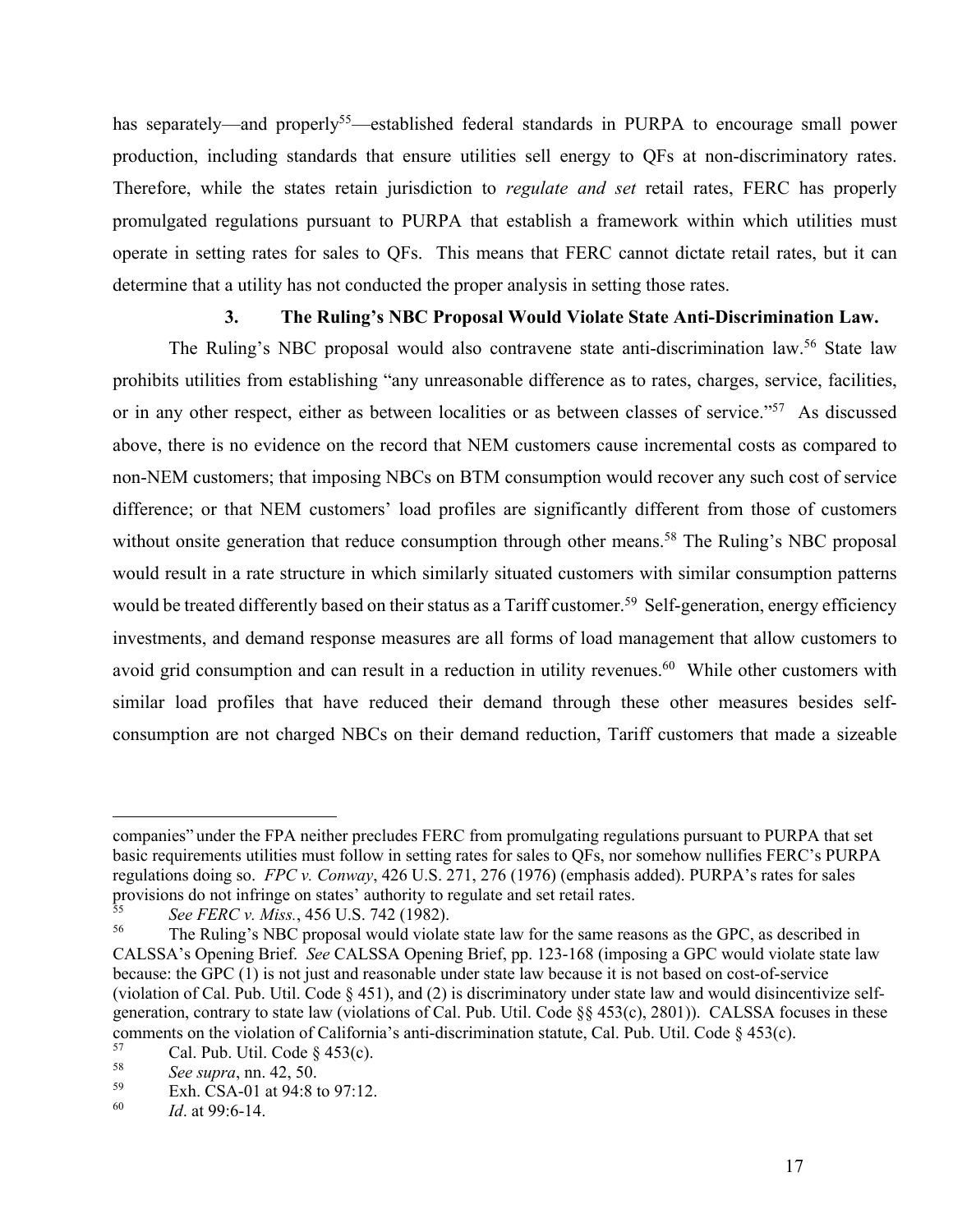has separately—and properly[55]—established federal standards in PURPA to encourage small power production, including standards that ensure utilities sell energy to QFs at non-discriminatory rates. Therefore, while the states retain jurisdiction to *regulate and set* retail rates, FERC has properly promulgated regulations pursuant to PURPA that establish a framework within which utilities must operate in setting rates for sales to QFs. This means that FERC cannot dictate retail rates, but it can determine that a utility has not conducted the proper analysis in setting those rates.

### 3. The Ruling's NBC Proposal Would Violate State Anti-Discrimination Law.

The Ruling's NBC proposal would also contravene state anti-discrimination law.[56] State law prohibits utilities from establishing "any unreasonable difference as to rates, charges, service, facilities, or in any other respect, either as between localities or as between classes of service."[57] As discussed above, there is no evidence on the record that NEM customers cause incremental costs as compared to non-NEM customers; that imposing NBCs on BTM consumption would recover any such cost of service difference; or that NEM customers' load profiles are significantly different from those of customers without onsite generation that reduce consumption through other means.[58] The Ruling's NBC proposal would result in a rate structure in which similarly situated customers with similar consumption patterns would be treated differently based on their status as a Tariff customer.[59] Self-generation, energy efficiency investments, and demand response measures are all forms of load management that allow customers to avoid grid consumption and can result in a reduction in utility revenues.[60] While other customers with similar load profiles that have reduced their demand through these other measures besides self-consumption are not charged NBCs on their demand reduction, Tariff customers that made a sizeable

---

companies" under the FPA neither precludes FERC from promulgating regulations pursuant to PURPA that set basic requirements utilities must follow in setting rates for sales to QFs, nor somehow nullifies FERC's PURPA regulations doing so. *FPC v. Conway*, 426 U.S. 271, 276 (1976) (emphasis added). PURPA's rates for sales provisions do not infringe on states' authority to regulate and set retail rates.

[55] *See FERC v. Miss.*, 456 U.S. 742 (1982).

[56] The Ruling's NBC proposal would violate state law for the same reasons as the GPC, as described in CALSSA's Opening Brief. *See* CALSSA Opening Brief, pp. 123-168 (imposing a GPC would violate state law because: the GPC (1) is not just and reasonable under state law because it is not based on cost-of-service (violation of Cal. Pub. Util. Code § 451), and (2) is discriminatory under state law and would disincentivize self-generation, contrary to state law (violations of Cal. Pub. Util. Code §§ 453(c), 2801)). CALSSA focuses in these comments on the violation of California's anti-discrimination statute, Cal. Pub. Util. Code § 453(c).

[57] Cal. Pub. Util. Code § 453(c).

[58] *See supra*, nn. 42, 50.

[59] Exh. CSA-01 at 94:8 to 97:12.

[60] *Id*. at 99:6-14.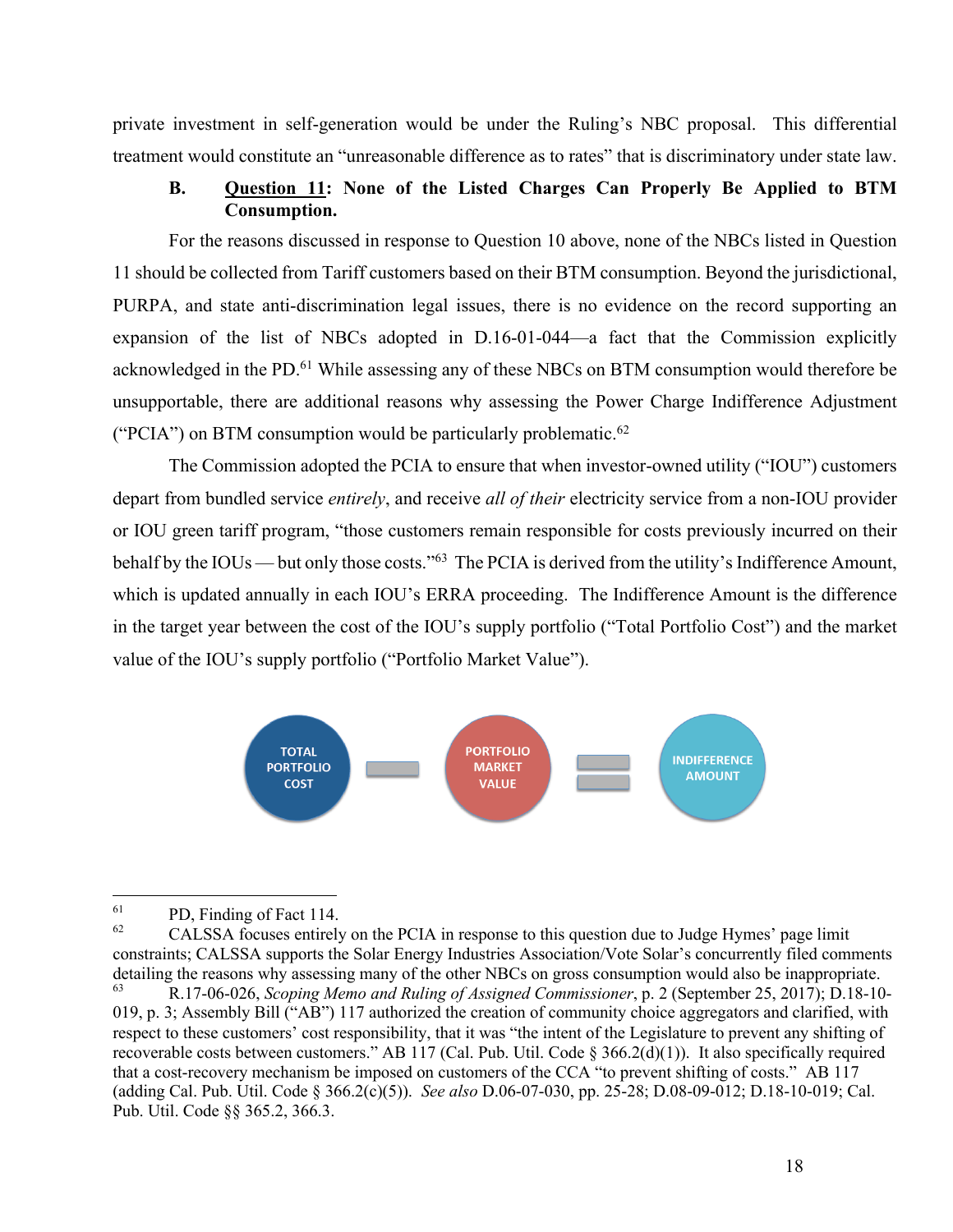private investment in self-generation would be under the Ruling's NBC proposal. This differential treatment would constitute an "unreasonable difference as to rates" that is discriminatory under state law.

### B. Question 11: None of the Listed Charges Can Properly Be Applied to BTM Consumption.

For the reasons discussed in response to Question 10 above, none of the NBCs listed in Question 11 should be collected from Tariff customers based on their BTM consumption. Beyond the jurisdictional, PURPA, and state anti-discrimination legal issues, there is no evidence on the record supporting an expansion of the list of NBCs adopted in D.16-01-044—a fact that the Commission explicitly acknowledged in the PD.[61] While assessing any of these NBCs on BTM consumption would therefore be unsupportable, there are additional reasons why assessing the Power Charge Indifference Adjustment ("PCIA") on BTM consumption would be particularly problematic.[62]

The Commission adopted the PCIA to ensure that when investor-owned utility ("IOU") customers depart from bundled service *entirely*, and receive *all of their* electricity service from a non-IOU provider or IOU green tariff program, "those customers remain responsible for costs previously incurred on their behalf by the IOUs — but only those costs."[63] The PCIA is derived from the utility's Indifference Amount, which is updated annually in each IOU's ERRA proceeding. The Indifference Amount is the difference in the target year between the cost of the IOU's supply portfolio ("Total Portfolio Cost") and the market value of the IOU's supply portfolio ("Portfolio Market Value").

TOTAL PORTFOLIO COST − PORTFOLIO MARKET VALUE = INDIFFERENCE AMOUNT

---

[61] PD, Finding of Fact 114.

[62] CALSSA focuses entirely on the PCIA in response to this question due to Judge Hymes' page limit constraints; CALSSA supports the Solar Energy Industries Association/Vote Solar's concurrently filed comments detailing the reasons why assessing many of the other NBCs on gross consumption would also be inappropriate.

[63] R.17-06-026, *Scoping Memo and Ruling of Assigned Commissioner*, p. 2 (September 25, 2017); D.18-10-019, p. 3; Assembly Bill ("AB") 117 authorized the creation of community choice aggregators and clarified, with respect to these customers' cost responsibility, that it was "the intent of the Legislature to prevent any shifting of recoverable costs between customers." AB 117 (Cal. Pub. Util. Code § 366.2(d)(1)). It also specifically required that a cost-recovery mechanism be imposed on customers of the CCA "to prevent shifting of costs." AB 117 (adding Cal. Pub. Util. Code § 366.2(c)(5)). *See also* D.06-07-030, pp. 25-28; D.08-09-012; D.18-10-019; Cal. Pub. Util. Code §§ 365.2, 366.3.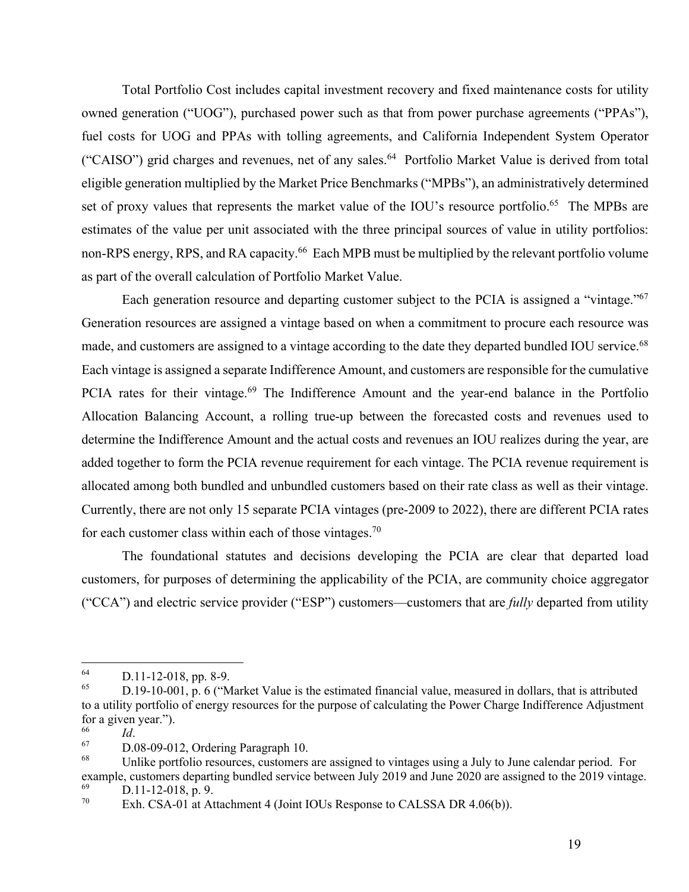Total Portfolio Cost includes capital investment recovery and fixed maintenance costs for utility owned generation ("UOG"), purchased power such as that from power purchase agreements ("PPAs"), fuel costs for UOG and PPAs with tolling agreements, and California Independent System Operator ("CAISO") grid charges and revenues, net of any sales.[64] Portfolio Market Value is derived from total eligible generation multiplied by the Market Price Benchmarks ("MPBs"), an administratively determined set of proxy values that represents the market value of the IOU's resource portfolio.[65] The MPBs are estimates of the value per unit associated with the three principal sources of value in utility portfolios: non-RPS energy, RPS, and RA capacity.[66] Each MPB must be multiplied by the relevant portfolio volume as part of the overall calculation of Portfolio Market Value.

Each generation resource and departing customer subject to the PCIA is assigned a "vintage."[67] Generation resources are assigned a vintage based on when a commitment to procure each resource was made, and customers are assigned to a vintage according to the date they departed bundled IOU service.[68] Each vintage is assigned a separate Indifference Amount, and customers are responsible for the cumulative PCIA rates for their vintage.[69] The Indifference Amount and the year-end balance in the Portfolio Allocation Balancing Account, a rolling true-up between the forecasted costs and revenues used to determine the Indifference Amount and the actual costs and revenues an IOU realizes during the year, are added together to form the PCIA revenue requirement for each vintage. The PCIA revenue requirement is allocated among both bundled and unbundled customers based on their rate class as well as their vintage. Currently, there are not only 15 separate PCIA vintages (pre-2009 to 2022), there are different PCIA rates for each customer class within each of those vintages.[70]

The foundational statutes and decisions developing the PCIA are clear that departed load customers, for purposes of determining the applicability of the PCIA, are community choice aggregator ("CCA") and electric service provider ("ESP") customers—customers that are *fully* departed from utility

---

[64] D.11-12-018, pp. 8-9.

[65] D.19-10-001, p. 6 ("Market Value is the estimated financial value, measured in dollars, that is attributed to a utility portfolio of energy resources for the purpose of calculating the Power Charge Indifference Adjustment for a given year.").

[66] *Id*.

[67] D.08-09-012, Ordering Paragraph 10.

[68] Unlike portfolio resources, customers are assigned to vintages using a July to June calendar period. For example, customers departing bundled service between July 2019 and June 2020 are assigned to the 2019 vintage.

[69] D.11-12-018, p. 9.

[70] Exh. CSA-01 at Attachment 4 (Joint IOUs Response to CALSSA DR 4.06(b)).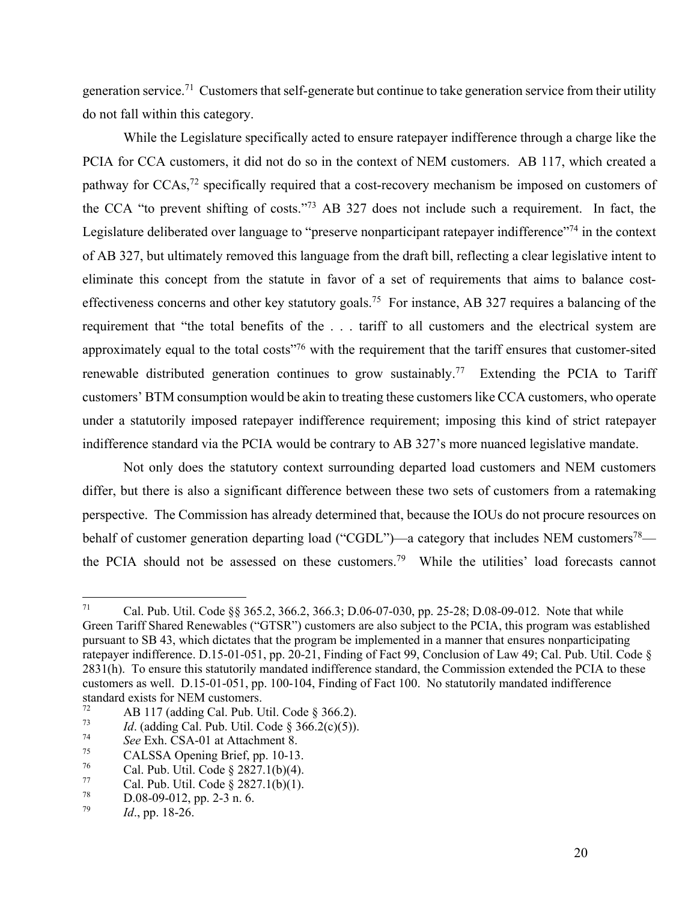generation service.[71] Customers that self-generate but continue to take generation service from their utility do not fall within this category.

While the Legislature specifically acted to ensure ratepayer indifference through a charge like the PCIA for CCA customers, it did not do so in the context of NEM customers. AB 117, which created a pathway for CCAs,[72] specifically required that a cost-recovery mechanism be imposed on customers of the CCA "to prevent shifting of costs."[73] AB 327 does not include such a requirement. In fact, the Legislature deliberated over language to "preserve nonparticipant ratepayer indifference"[74] in the context of AB 327, but ultimately removed this language from the draft bill, reflecting a clear legislative intent to eliminate this concept from the statute in favor of a set of requirements that aims to balance cost-effectiveness concerns and other key statutory goals.[75] For instance, AB 327 requires a balancing of the requirement that "the total benefits of the . . . tariff to all customers and the electrical system are approximately equal to the total costs"[76] with the requirement that the tariff ensures that customer-sited renewable distributed generation continues to grow sustainably.[77] Extending the PCIA to Tariff customers' BTM consumption would be akin to treating these customers like CCA customers, who operate under a statutorily imposed ratepayer indifference requirement; imposing this kind of strict ratepayer indifference standard via the PCIA would be contrary to AB 327's more nuanced legislative mandate.

Not only does the statutory context surrounding departed load customers and NEM customers differ, but there is also a significant difference between these two sets of customers from a ratemaking perspective. The Commission has already determined that, because the IOUs do not procure resources on behalf of customer generation departing load ("CGDL")—a category that includes NEM customers[78]—the PCIA should not be assessed on these customers.[79] While the utilities' load forecasts cannot

---

[71] Cal. Pub. Util. Code §§ 365.2, 366.2, 366.3; D.06-07-030, pp. 25-28; D.08-09-012. Note that while Green Tariff Shared Renewables ("GTSR") customers are also subject to the PCIA, this program was established pursuant to SB 43, which dictates that the program be implemented in a manner that ensures nonparticipating ratepayer indifference. D.15-01-051, pp. 20-21, Finding of Fact 99, Conclusion of Law 49; Cal. Pub. Util. Code § 2831(h). To ensure this statutorily mandated indifference standard, the Commission extended the PCIA to these customers as well. D.15-01-051, pp. 100-104, Finding of Fact 100. No statutorily mandated indifference standard exists for NEM customers.

[72] AB 117 (adding Cal. Pub. Util. Code § 366.2).

[73] *Id*. (adding Cal. Pub. Util. Code § 366.2(c)(5)).

[74] *See* Exh. CSA-01 at Attachment 8.

[75] CALSSA Opening Brief, pp. 10-13.

[76] Cal. Pub. Util. Code § 2827.1(b)(4).

[77] Cal. Pub. Util. Code § 2827.1(b)(1).

[78] D.08-09-012, pp. 2-3 n. 6.

[79] *Id*., pp. 18-26.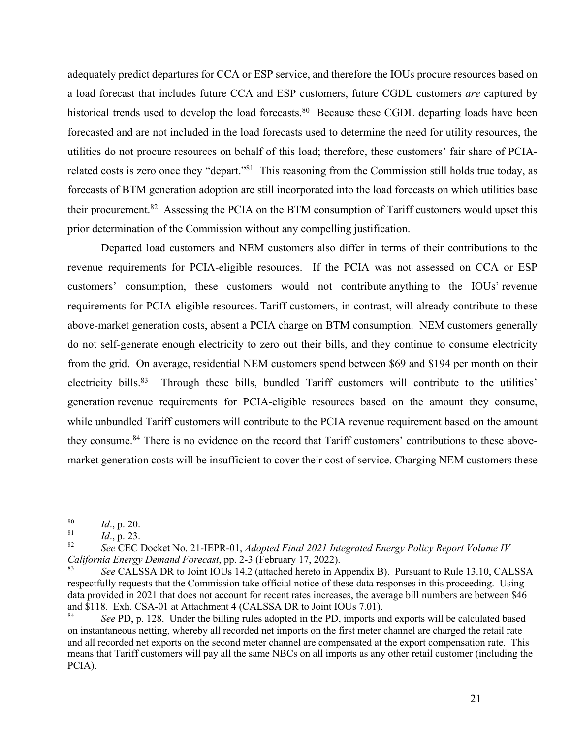adequately predict departures for CCA or ESP service, and therefore the IOUs procure resources based on a load forecast that includes future CCA and ESP customers, future CGDL customers *are* captured by historical trends used to develop the load forecasts.[80] Because these CGDL departing loads have been forecasted and are not included in the load forecasts used to determine the need for utility resources, the utilities do not procure resources on behalf of this load; therefore, these customers' fair share of PCIA-related costs is zero once they "depart."[81] This reasoning from the Commission still holds true today, as forecasts of BTM generation adoption are still incorporated into the load forecasts on which utilities base their procurement.[82] Assessing the PCIA on the BTM consumption of Tariff customers would upset this prior determination of the Commission without any compelling justification.

Departed load customers and NEM customers also differ in terms of their contributions to the revenue requirements for PCIA-eligible resources. If the PCIA was not assessed on CCA or ESP customers' consumption, these customers would not contribute anything to the IOUs' revenue requirements for PCIA-eligible resources. Tariff customers, in contrast, will already contribute to these above-market generation costs, absent a PCIA charge on BTM consumption. NEM customers generally do not self-generate enough electricity to zero out their bills, and they continue to consume electricity from the grid. On average, residential NEM customers spend between \$69 and \$194 per month on their electricity bills.[83] Through these bills, bundled Tariff customers will contribute to the utilities' generation revenue requirements for PCIA-eligible resources based on the amount they consume, while unbundled Tariff customers will contribute to the PCIA revenue requirement based on the amount they consume.[84] There is no evidence on the record that Tariff customers' contributions to these above-market generation costs will be insufficient to cover their cost of service. Charging NEM customers these

---

[80] *Id*., p. 20.

[81] *Id*., p. 23.

[82] *See* CEC Docket No. 21-IEPR-01, *Adopted Final 2021 Integrated Energy Policy Report Volume IV California Energy Demand Forecast*, pp. 2-3 (February 17, 2022).

[83] *See* CALSSA DR to Joint IOUs 14.2 (attached hereto in Appendix B). Pursuant to Rule 13.10, CALSSA respectfully requests that the Commission take official notice of these data responses in this proceeding. Using data provided in 2021 that does not account for recent rates increases, the average bill numbers are between \$46 and \$118. Exh. CSA-01 at Attachment 4 (CALSSA DR to Joint IOUs 7.01).

[84] *See* PD, p. 128. Under the billing rules adopted in the PD, imports and exports will be calculated based on instantaneous netting, whereby all recorded net imports on the first meter channel are charged the retail rate and all recorded net exports on the second meter channel are compensated at the export compensation rate. This means that Tariff customers will pay all the same NBCs on all imports as any other retail customer (including the PCIA).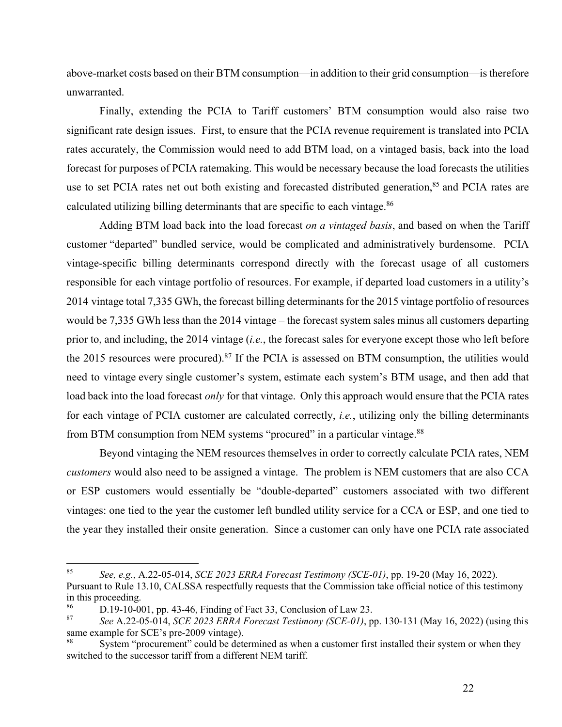above-market costs based on their BTM consumption—in addition to their grid consumption—is therefore unwarranted.

Finally, extending the PCIA to Tariff customers' BTM consumption would also raise two significant rate design issues. First, to ensure that the PCIA revenue requirement is translated into PCIA rates accurately, the Commission would need to add BTM load, on a vintaged basis, back into the load forecast for purposes of PCIA ratemaking. This would be necessary because the load forecasts the utilities use to set PCIA rates net out both existing and forecasted distributed generation,[85] and PCIA rates are calculated utilizing billing determinants that are specific to each vintage.[86]

Adding BTM load back into the load forecast *on a vintaged basis*, and based on when the Tariff customer "departed" bundled service, would be complicated and administratively burdensome. PCIA vintage-specific billing determinants correspond directly with the forecast usage of all customers responsible for each vintage portfolio of resources. For example, if departed load customers in a utility's 2014 vintage total 7,335 GWh, the forecast billing determinants for the 2015 vintage portfolio of resources would be 7,335 GWh less than the 2014 vintage – the forecast system sales minus all customers departing prior to, and including, the 2014 vintage (*i.e.*, the forecast sales for everyone except those who left before the 2015 resources were procured).[87] If the PCIA is assessed on BTM consumption, the utilities would need to vintage every single customer's system, estimate each system's BTM usage, and then add that load back into the load forecast *only* for that vintage. Only this approach would ensure that the PCIA rates for each vintage of PCIA customer are calculated correctly, *i.e.*, utilizing only the billing determinants from BTM consumption from NEM systems "procured" in a particular vintage.[88]

Beyond vintaging the NEM resources themselves in order to correctly calculate PCIA rates, NEM *customers* would also need to be assigned a vintage. The problem is NEM customers that are also CCA or ESP customers would essentially be "double-departed" customers associated with two different vintages: one tied to the year the customer left bundled utility service for a CCA or ESP, and one tied to the year they installed their onsite generation. Since a customer can only have one PCIA rate associated

---

[85] *See, e.g.*, A.22-05-014, *SCE 2023 ERRA Forecast Testimony (SCE-01)*, pp. 19-20 (May 16, 2022). Pursuant to Rule 13.10, CALSSA respectfully requests that the Commission take official notice of this testimony in this proceeding.

[86] D.19-10-001, pp. 43-46, Finding of Fact 33, Conclusion of Law 23.

[87] *See* A.22-05-014, *SCE 2023 ERRA Forecast Testimony (SCE-01)*, pp. 130-131 (May 16, 2022) (using this same example for SCE's pre-2009 vintage).

[88] System "procurement" could be determined as when a customer first installed their system or when they switched to the successor tariff from a different NEM tariff.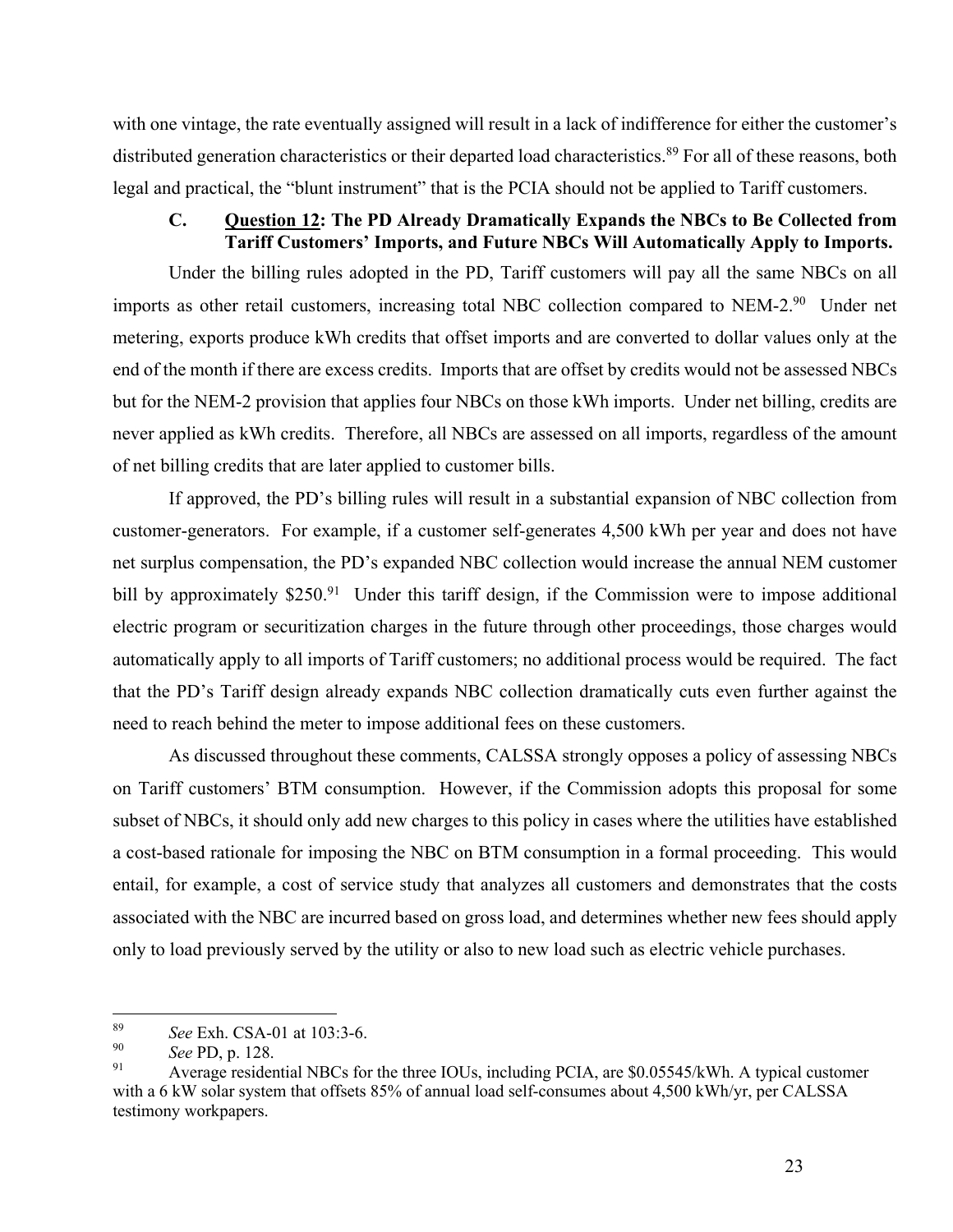with one vintage, the rate eventually assigned will result in a lack of indifference for either the customer's distributed generation characteristics or their departed load characteristics.[89] For all of these reasons, both legal and practical, the "blunt instrument" that is the PCIA should not be applied to Tariff customers.

### C. Question 12: The PD Already Dramatically Expands the NBCs to Be Collected from Tariff Customers' Imports, and Future NBCs Will Automatically Apply to Imports.

Under the billing rules adopted in the PD, Tariff customers will pay all the same NBCs on all imports as other retail customers, increasing total NBC collection compared to NEM-2.[90] Under net metering, exports produce kWh credits that offset imports and are converted to dollar values only at the end of the month if there are excess credits. Imports that are offset by credits would not be assessed NBCs but for the NEM-2 provision that applies four NBCs on those kWh imports. Under net billing, credits are never applied as kWh credits. Therefore, all NBCs are assessed on all imports, regardless of the amount of net billing credits that are later applied to customer bills.

If approved, the PD's billing rules will result in a substantial expansion of NBC collection from customer-generators. For example, if a customer self-generates 4,500 kWh per year and does not have net surplus compensation, the PD's expanded NBC collection would increase the annual NEM customer bill by approximately $250.[91] Under this tariff design, if the Commission were to impose additional electric program or securitization charges in the future through other proceedings, those charges would automatically apply to all imports of Tariff customers; no additional process would be required. The fact that the PD's Tariff design already expands NBC collection dramatically cuts even further against the need to reach behind the meter to impose additional fees on these customers.

As discussed throughout these comments, CALSSA strongly opposes a policy of assessing NBCs on Tariff customers' BTM consumption. However, if the Commission adopts this proposal for some subset of NBCs, it should only add new charges to this policy in cases where the utilities have established a cost-based rationale for imposing the NBC on BTM consumption in a formal proceeding. This would entail, for example, a cost of service study that analyzes all customers and demonstrates that the costs associated with the NBC are incurred based on gross load, and determines whether new fees should apply only to load previously served by the utility or also to new load such as electric vehicle purchases.

---

[89] *See* Exh. CSA-01 at 103:3-6.

[90] *See* PD, p. 128.

[91] Average residential NBCs for the three IOUs, including PCIA, are $0.05545/kWh. A typical customer with a 6 kW solar system that offsets 85% of annual load self-consumes about 4,500 kWh/yr, per CALSSA testimony workpapers.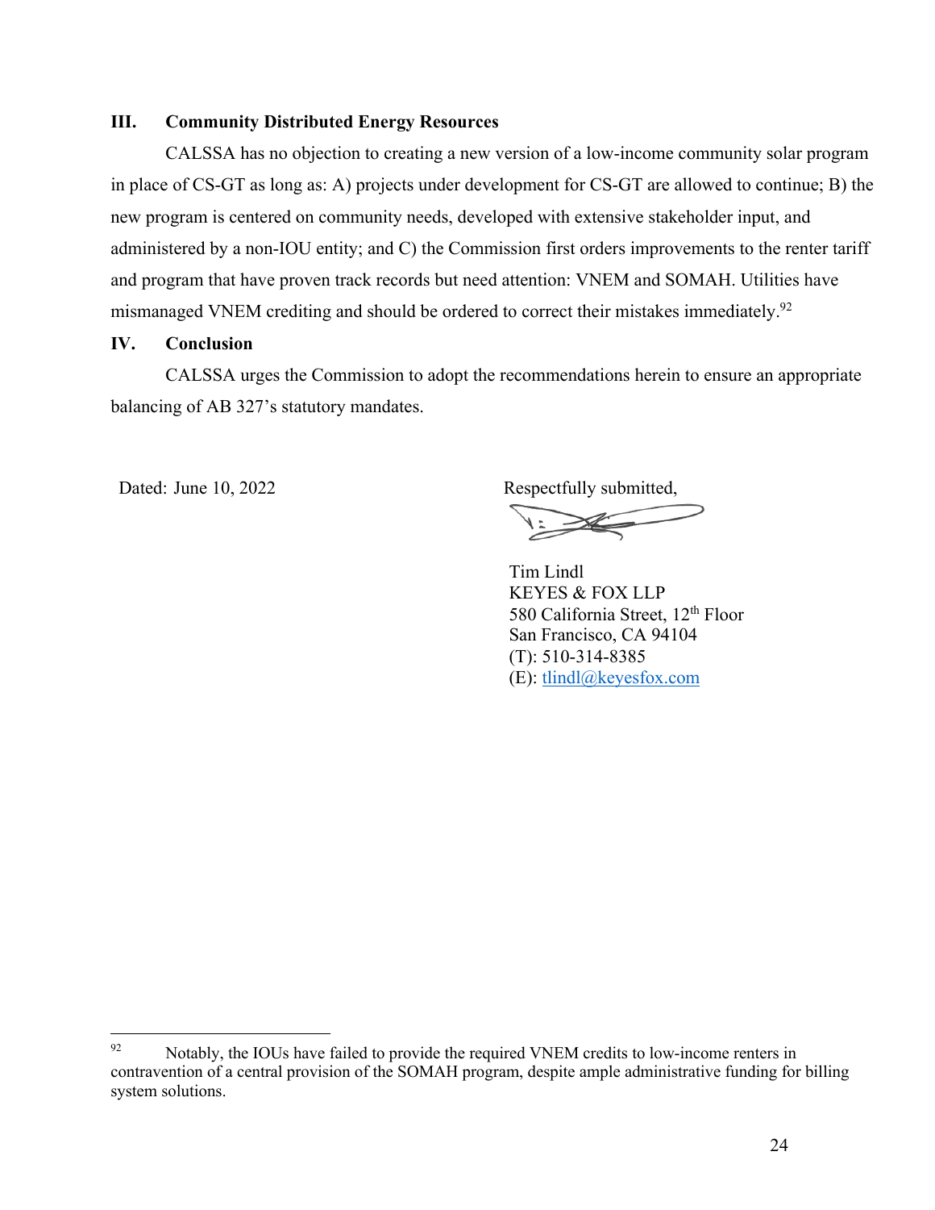## III. Community Distributed Energy Resources

CALSSA has no objection to creating a new version of a low-income community solar program in place of CS-GT as long as: A) projects under development for CS-GT are allowed to continue; B) the new program is centered on community needs, developed with extensive stakeholder input, and administered by a non-IOU entity; and C) the Commission first orders improvements to the renter tariff and program that have proven track records but need attention: VNEM and SOMAH. Utilities have mismanaged VNEM crediting and should be ordered to correct their mistakes immediately.[92]

## IV. Conclusion

CALSSA urges the Commission to adopt the recommendations herein to ensure an appropriate balancing of AB 327's statutory mandates.

Dated: June 10, 2022

Respectfully submitted,

Tim Lindl
KEYES & FOX LLP
580 California Street, 12th Floor
San Francisco, CA 94104
(T): 510-314-8385
(E): tlindl@keyesfox.com

---

[92] Notably, the IOUs have failed to provide the required VNEM credits to low-income renters in contravention of a central provision of the SOMAH program, despite ample administrative funding for billing system solutions.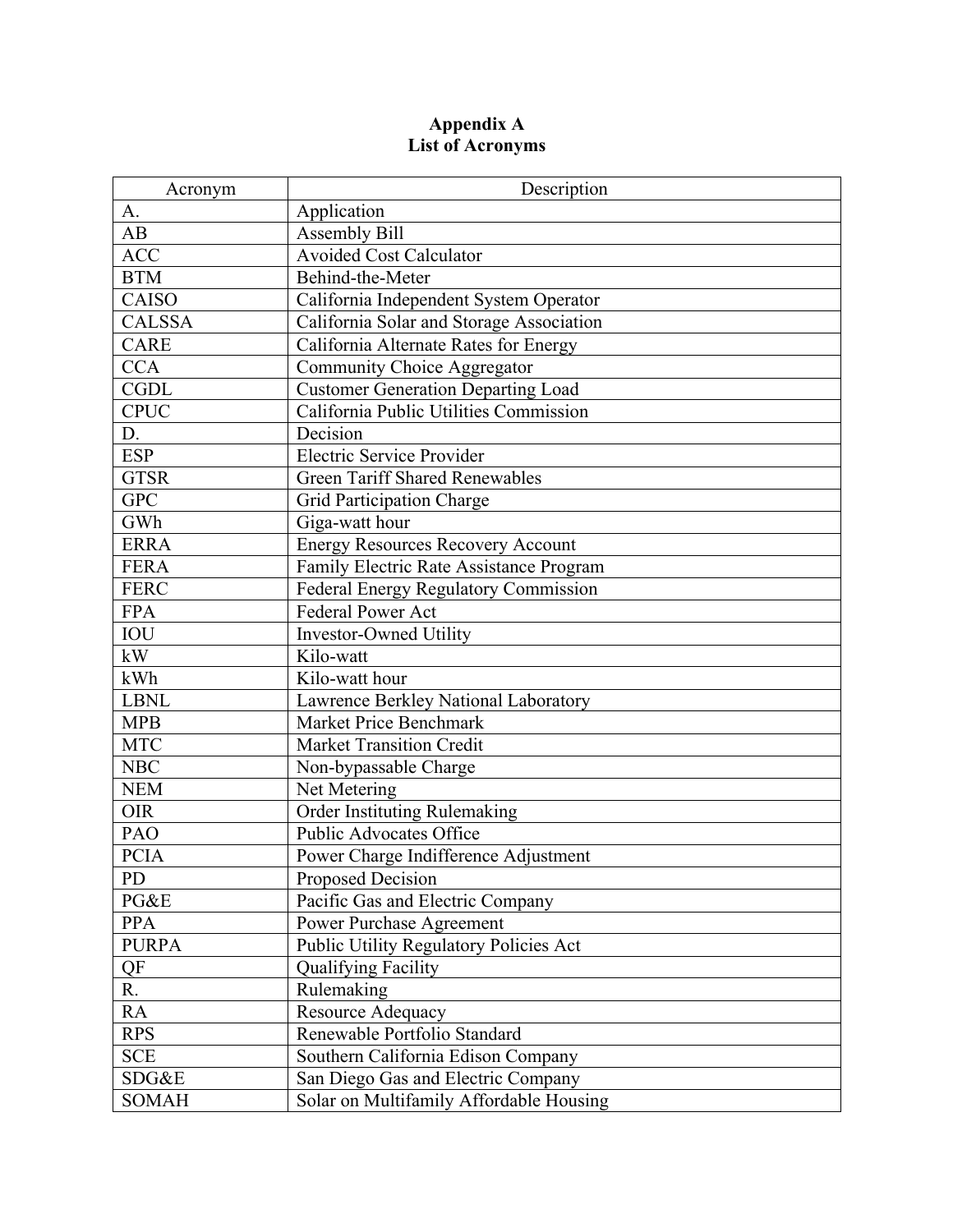**Appendix A**
**List of Acronyms**

| Acronym | Description |
|---|---|
| A. | Application |
| AB | Assembly Bill |
| ACC | Avoided Cost Calculator |
| BTM | Behind-the-Meter |
| CAISO | California Independent System Operator |
| CALSSA | California Solar and Storage Association |
| CARE | California Alternate Rates for Energy |
| CCA | Community Choice Aggregator |
| CGDL | Customer Generation Departing Load |
| CPUC | California Public Utilities Commission |
| D. | Decision |
| ESP | Electric Service Provider |
| GTSR | Green Tariff Shared Renewables |
| GPC | Grid Participation Charge |
| GWh | Giga-watt hour |
| ERRA | Energy Resources Recovery Account |
| FERA | Family Electric Rate Assistance Program |
| FERC | Federal Energy Regulatory Commission |
| FPA | Federal Power Act |
| IOU | Investor-Owned Utility |
| kW | Kilo-watt |
| kWh | Kilo-watt hour |
| LBNL | Lawrence Berkley National Laboratory |
| MPB | Market Price Benchmark |
| MTC | Market Transition Credit |
| NBC | Non-bypassable Charge |
| NEM | Net Metering |
| OIR | Order Instituting Rulemaking |
| PAO | Public Advocates Office |
| PCIA | Power Charge Indifference Adjustment |
| PD | Proposed Decision |
| PG&E | Pacific Gas and Electric Company |
| PPA | Power Purchase Agreement |
| PURPA | Public Utility Regulatory Policies Act |
| QF | Qualifying Facility |
| R. | Rulemaking |
| RA | Resource Adequacy |
| RPS | Renewable Portfolio Standard |
| SCE | Southern California Edison Company |
| SDG&E | San Diego Gas and Electric Company |
| SOMAH | Solar on Multifamily Affordable Housing |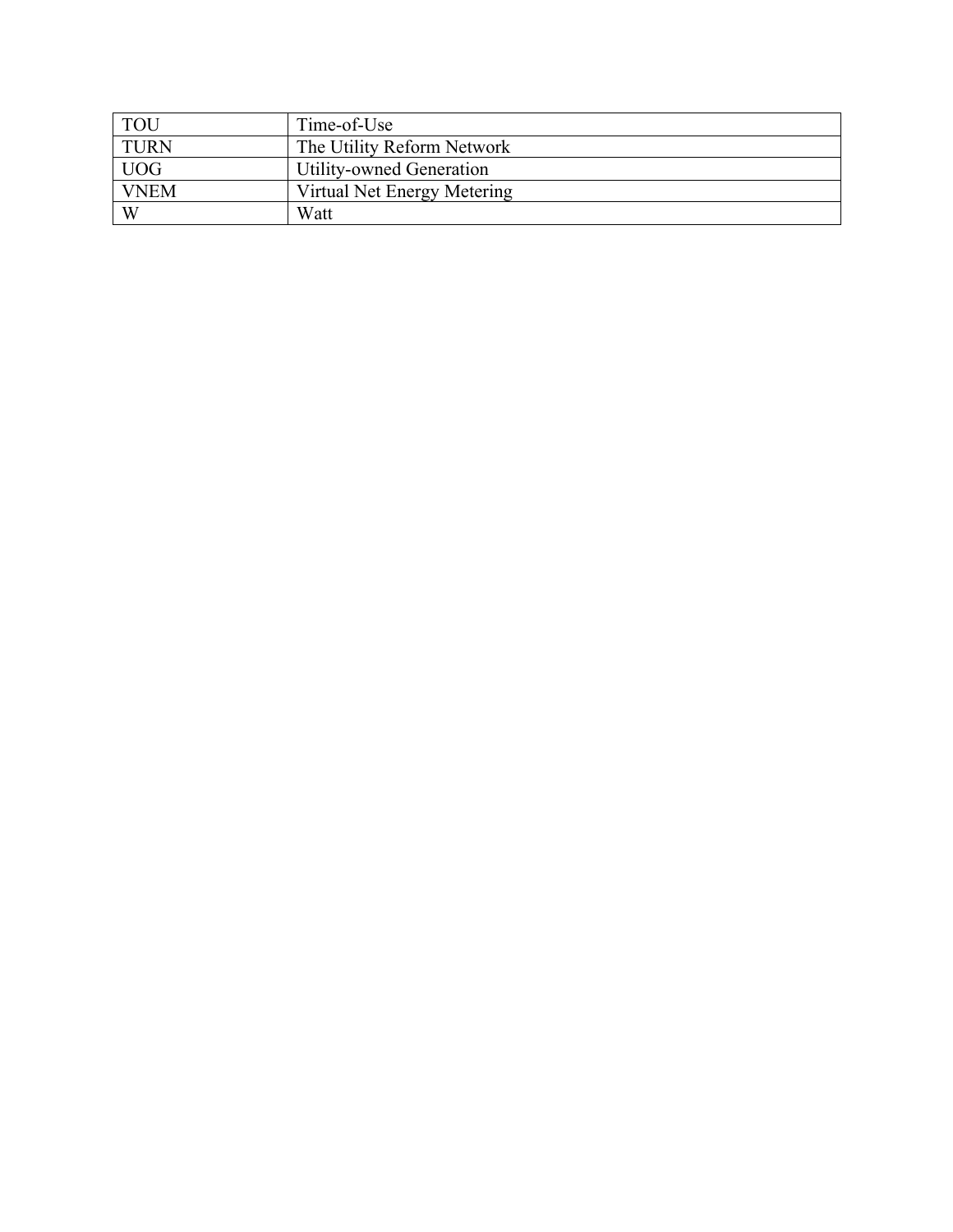| | |
|---|---|
| TOU | Time-of-Use |
| TURN | The Utility Reform Network |
| UOG | Utility-owned Generation |
| VNEM | Virtual Net Energy Metering |
| W | Watt |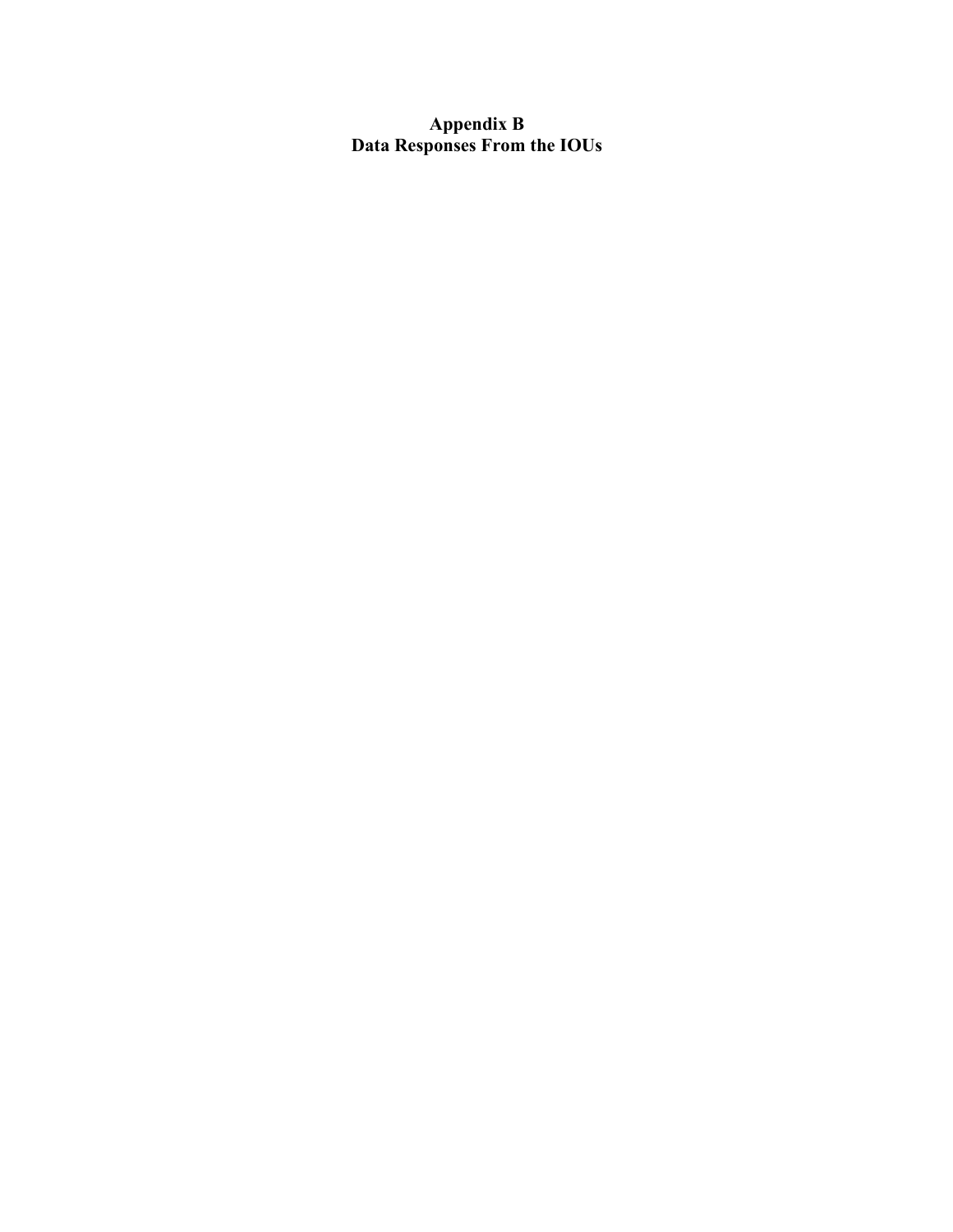# Appendix B
# Data Responses From the IOUs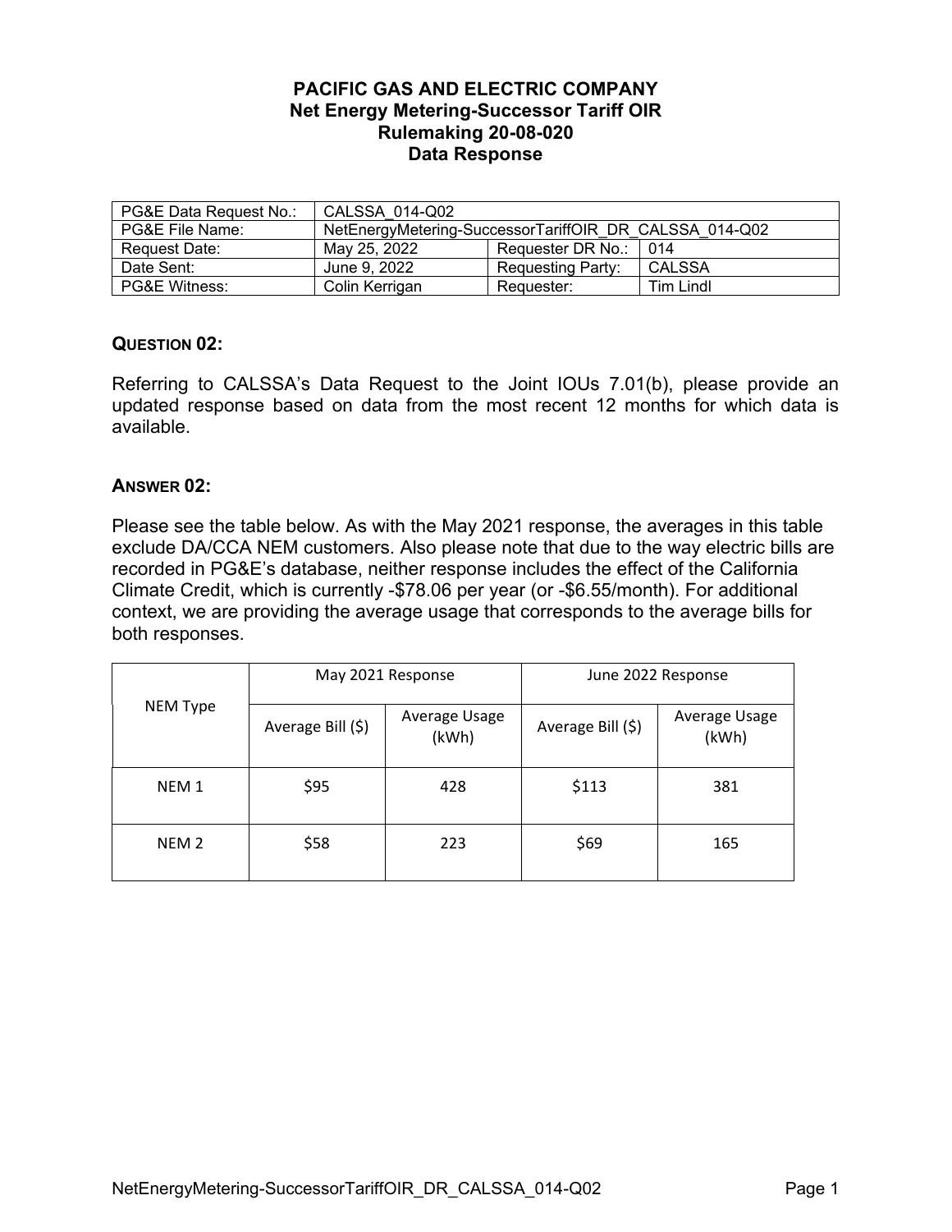# PACIFIC GAS AND ELECTRIC COMPANY
## Net Energy Metering-Successor Tariff OIR
## Rulemaking 20-08-020
## Data Response

| PG&E Data Request No.: | CALSSA_014-Q02 | | |
|---|---|---|---|
| PG&E File Name: | NetEnergyMetering-SuccessorTariffOIR_DR_CALSSA_014-Q02 | | |
| Request Date: | May 25, 2022 | Requester DR No.: | 014 |
| Date Sent: | June 9, 2022 | Requesting Party: | CALSSA |
| PG&E Witness: | Colin Kerrigan | Requester: | Tim Lindl |

**QUESTION 02:**

Referring to CALSSA's Data Request to the Joint IOUs 7.01(b), please provide an updated response based on data from the most recent 12 months for which data is available.

**ANSWER 02:**

Please see the table below. As with the May 2021 response, the averages in this table exclude DA/CCA NEM customers. Also please note that due to the way electric bills are recorded in PG&E's database, neither response includes the effect of the California Climate Credit, which is currently -$78.06 per year (or -$6.55/month). For additional context, we are providing the average usage that corresponds to the average bills for both responses.

| NEM Type | May 2021 Response | | June 2022 Response | |
|---|---|---|---|---|
| | Average Bill ($) | Average Usage (kWh) | Average Bill ($) | Average Usage (kWh) |
| NEM 1 | $95 | 428 | $113 | 381 |
| NEM 2 | $58 | 223 | $69 | 165 |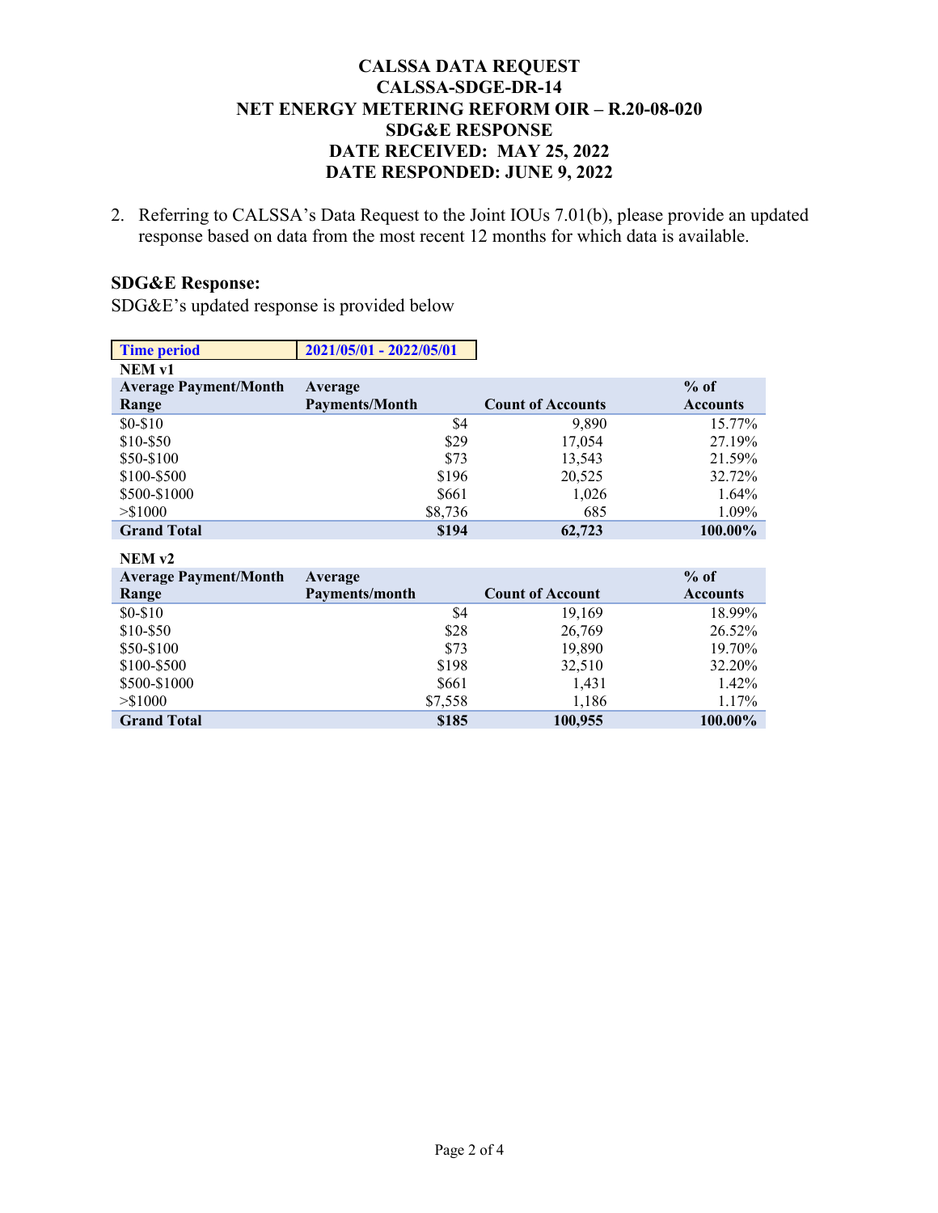**CALSSA DATA REQUEST**
**CALSSA-SDGE-DR-14**
**NET ENERGY METERING REFORM OIR – R.20-08-020**
**SDG&E RESPONSE**
**DATE RECEIVED: MAY 25, 2022**
**DATE RESPONDED: JUNE 9, 2022**

2. Referring to CALSSA's Data Request to the Joint IOUs 7.01(b), please provide an updated response based on data from the most recent 12 months for which data is available.

**SDG&E Response:**

SDG&E's updated response is provided below

| Time period | 2021/05/01 - 2022/05/01 |
|---|---|

**NEM v1**

| Average Payment/Month Range | Average Payments/Month | Count of Accounts | % of Accounts |
|---|---|---|---|
| $0-$10 | $4 | 9,890 | 15.77% |
| $10-$50 | $29 | 17,054 | 27.19% |
| $50-$100 | $73 | 13,543 | 21.59% |
| $100-$500 | $196 | 20,525 | 32.72% |
| $500-$1000 | $661 | 1,026 | 1.64% |
| >$1000 | $8,736 | 685 | 1.09% |
| **Grand Total** | **$194** | **62,723** | **100.00%** |

**NEM v2**

| Average Payment/Month Range | Average Payments/month | Count of Account | % of Accounts |
|---|---|---|---|
| $0-$10 | $4 | 19,169 | 18.99% |
| $10-$50 | $28 | 26,769 | 26.52% |
| $50-$100 | $73 | 19,890 | 19.70% |
| $100-$500 | $198 | 32,510 | 32.20% |
| $500-$1000 | $661 | 1,431 | 1.42% |
| >$1000 | $7,558 | 1,186 | 1.17% |
| **Grand Total** | **$185** | **100,955** | **100.00%** |